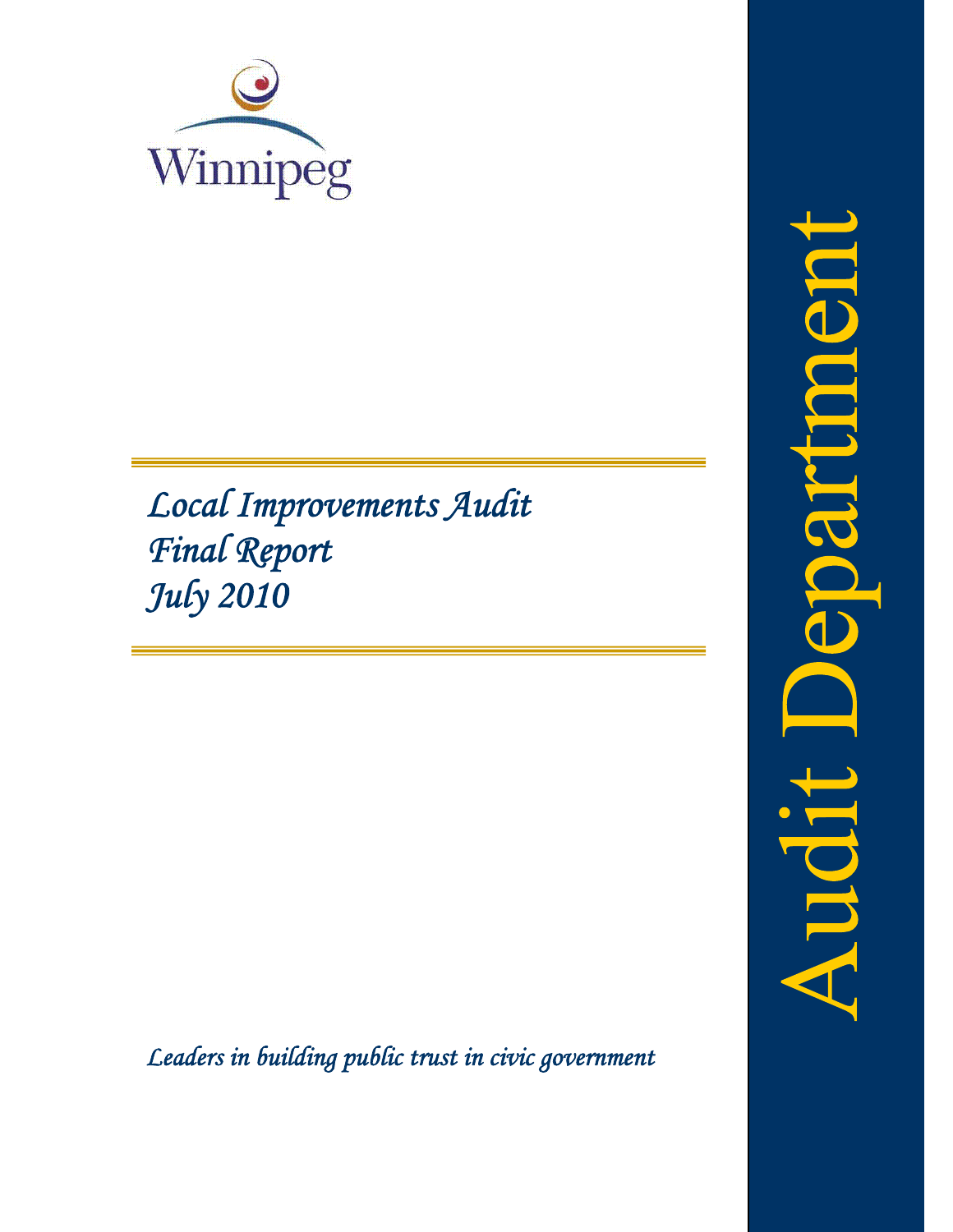Winnipeg

# *Local Improvements Audit*
# *Final Report*
# *July 2010*

*Leaders in building public trust in civic government*

Audit Department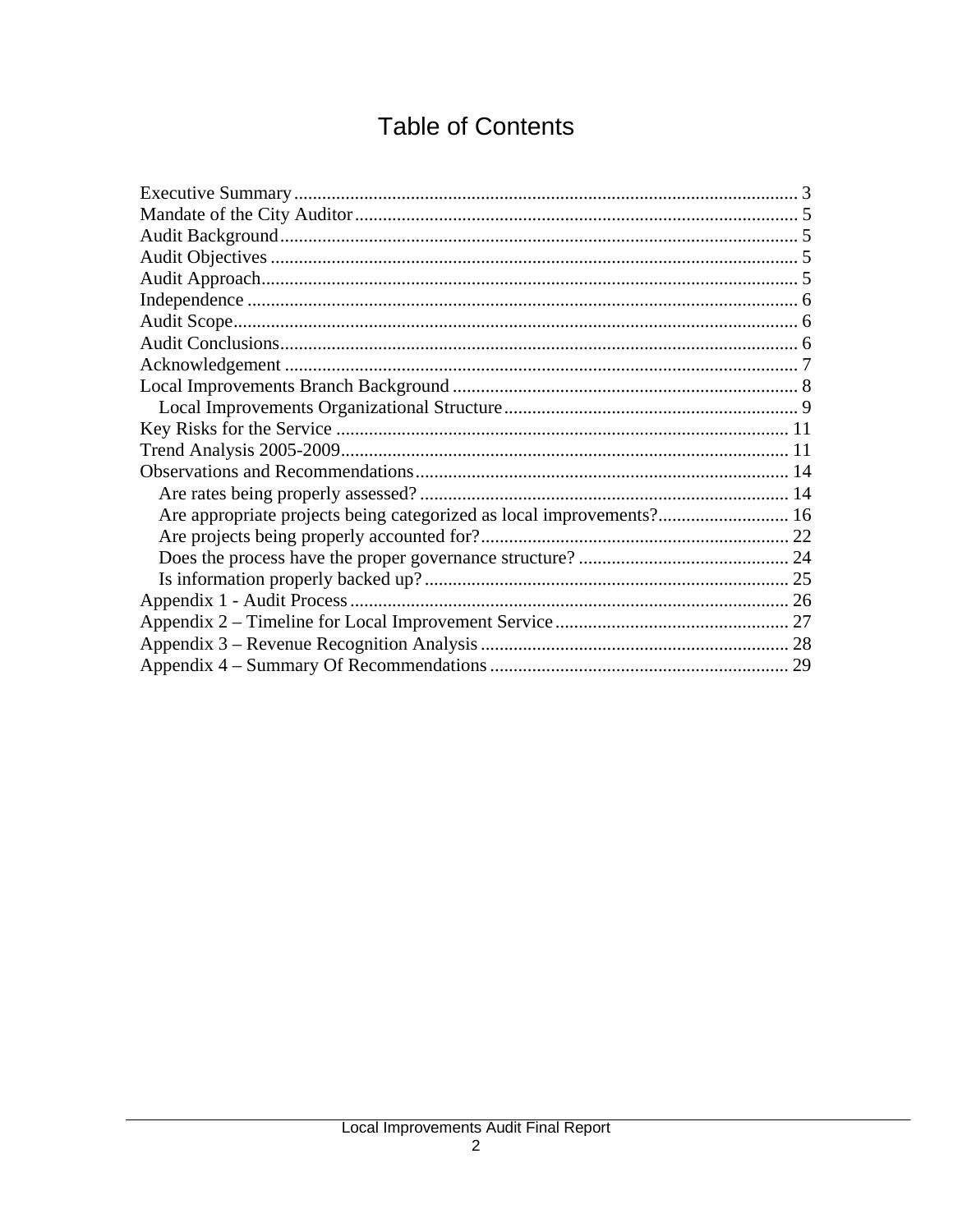# Table of Contents

Executive Summary ........................................................................................................... 3
Mandate of the City Auditor ............................................................................................. 5
Audit Background ............................................................................................................. 5
Audit Objectives ............................................................................................................... 5
Audit Approach ................................................................................................................. 5
Independence .................................................................................................................... 6
Audit Scope ....................................................................................................................... 6
Audit Conclusions ............................................................................................................. 6
Acknowledgement ............................................................................................................ 7
Local Improvements Branch Background ......................................................................... 8
    Local Improvements Organizational Structure .............................................................. 9
Key Risks for the Service ................................................................................................ 11
Trend Analysis 2005-2009 ............................................................................................... 11
Observations and Recommendations ............................................................................... 14
    Are rates being properly assessed? .............................................................................. 14
    Are appropriate projects being categorized as local improvements? ........................... 16
    Are projects being properly accounted for? ................................................................. 22
    Does the process have the proper governance structure? ............................................ 24
    Is information properly backed up? ............................................................................. 25
Appendix 1 - Audit Process ............................................................................................. 26
Appendix 2 – Timeline for Local Improvement Service ................................................. 27
Appendix 3 – Revenue Recognition Analysis ................................................................. 28
Appendix 4 – Summary Of Recommendations ............................................................... 29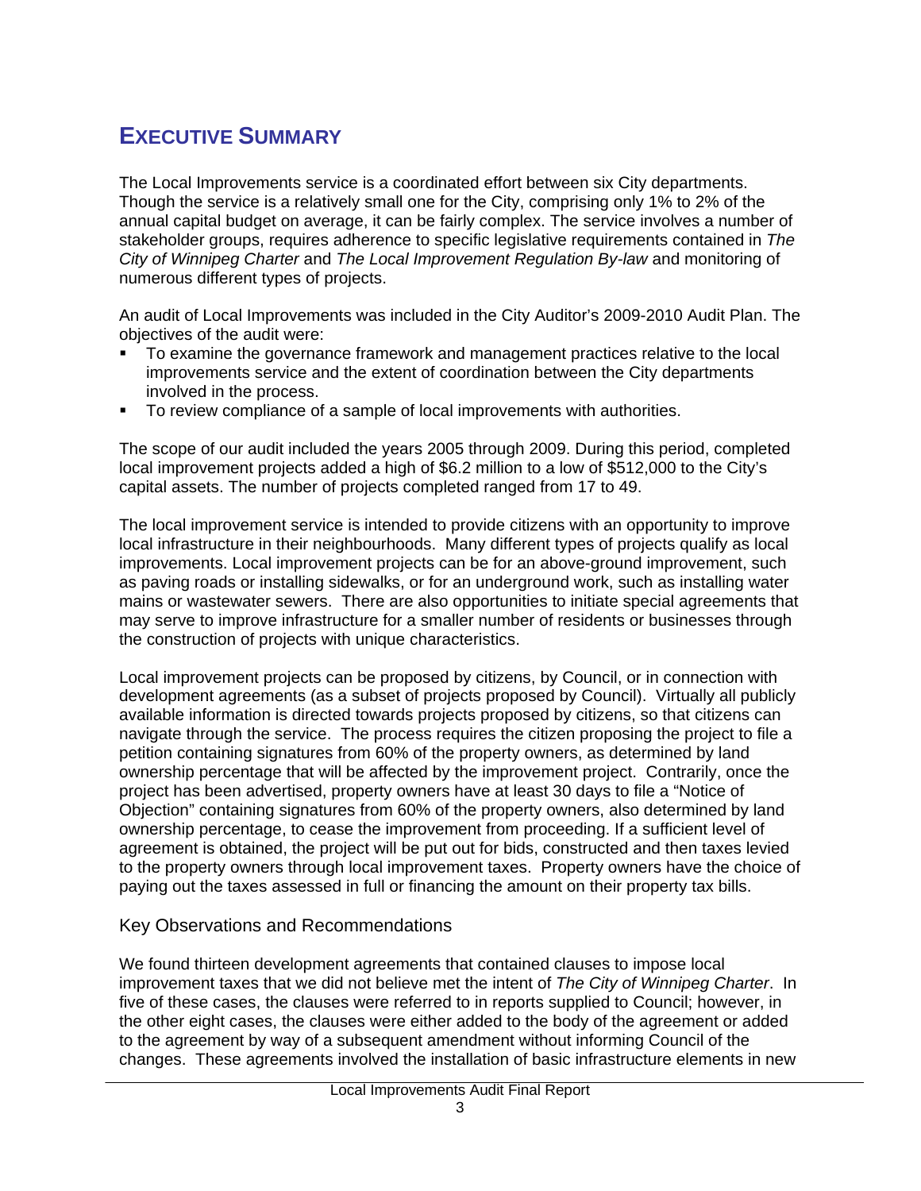# EXECUTIVE SUMMARY

The Local Improvements service is a coordinated effort between six City departments. Though the service is a relatively small one for the City, comprising only 1% to 2% of the annual capital budget on average, it can be fairly complex. The service involves a number of stakeholder groups, requires adherence to specific legislative requirements contained in *The City of Winnipeg Charter* and *The Local Improvement Regulation By-law* and monitoring of numerous different types of projects.

An audit of Local Improvements was included in the City Auditor's 2009-2010 Audit Plan. The objectives of the audit were:

- To examine the governance framework and management practices relative to the local improvements service and the extent of coordination between the City departments involved in the process.
- To review compliance of a sample of local improvements with authorities.

The scope of our audit included the years 2005 through 2009. During this period, completed local improvement projects added a high of $6.2 million to a low of $512,000 to the City's capital assets. The number of projects completed ranged from 17 to 49.

The local improvement service is intended to provide citizens with an opportunity to improve local infrastructure in their neighbourhoods. Many different types of projects qualify as local improvements. Local improvement projects can be for an above-ground improvement, such as paving roads or installing sidewalks, or for an underground work, such as installing water mains or wastewater sewers. There are also opportunities to initiate special agreements that may serve to improve infrastructure for a smaller number of residents or businesses through the construction of projects with unique characteristics.

Local improvement projects can be proposed by citizens, by Council, or in connection with development agreements (as a subset of projects proposed by Council). Virtually all publicly available information is directed towards projects proposed by citizens, so that citizens can navigate through the service. The process requires the citizen proposing the project to file a petition containing signatures from 60% of the property owners, as determined by land ownership percentage that will be affected by the improvement project. Contrarily, once the project has been advertised, property owners have at least 30 days to file a "Notice of Objection" containing signatures from 60% of the property owners, also determined by land ownership percentage, to cease the improvement from proceeding. If a sufficient level of agreement is obtained, the project will be put out for bids, constructed and then taxes levied to the property owners through local improvement taxes. Property owners have the choice of paying out the taxes assessed in full or financing the amount on their property tax bills.

## Key Observations and Recommendations

We found thirteen development agreements that contained clauses to impose local improvement taxes that we did not believe met the intent of *The City of Winnipeg Charter*. In five of these cases, the clauses were referred to in reports supplied to Council; however, in the other eight cases, the clauses were either added to the body of the agreement or added to the agreement by way of a subsequent amendment without informing Council of the changes. These agreements involved the installation of basic infrastructure elements in new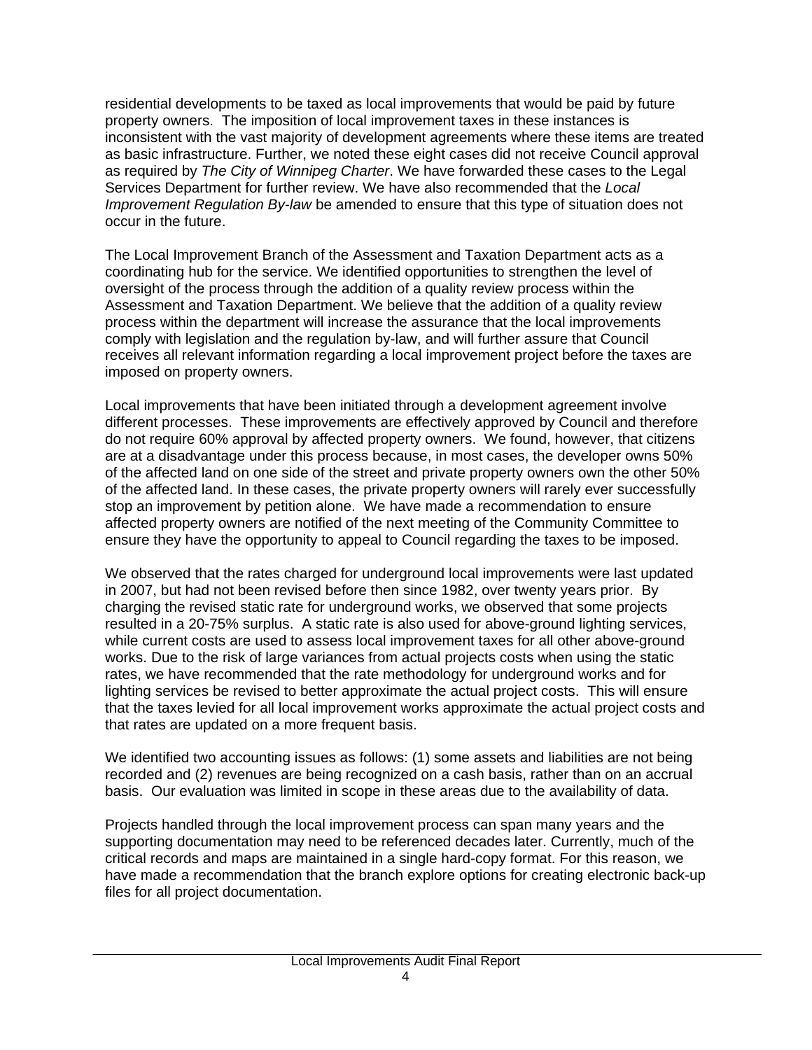residential developments to be taxed as local improvements that would be paid by future property owners. The imposition of local improvement taxes in these instances is inconsistent with the vast majority of development agreements where these items are treated as basic infrastructure. Further, we noted these eight cases did not receive Council approval as required by *The City of Winnipeg Charter*. We have forwarded these cases to the Legal Services Department for further review. We have also recommended that the *Local Improvement Regulation By-law* be amended to ensure that this type of situation does not occur in the future.

The Local Improvement Branch of the Assessment and Taxation Department acts as a coordinating hub for the service. We identified opportunities to strengthen the level of oversight of the process through the addition of a quality review process within the Assessment and Taxation Department. We believe that the addition of a quality review process within the department will increase the assurance that the local improvements comply with legislation and the regulation by-law, and will further assure that Council receives all relevant information regarding a local improvement project before the taxes are imposed on property owners.

Local improvements that have been initiated through a development agreement involve different processes. These improvements are effectively approved by Council and therefore do not require 60% approval by affected property owners. We found, however, that citizens are at a disadvantage under this process because, in most cases, the developer owns 50% of the affected land on one side of the street and private property owners own the other 50% of the affected land. In these cases, the private property owners will rarely ever successfully stop an improvement by petition alone. We have made a recommendation to ensure affected property owners are notified of the next meeting of the Community Committee to ensure they have the opportunity to appeal to Council regarding the taxes to be imposed.

We observed that the rates charged for underground local improvements were last updated in 2007, but had not been revised before then since 1982, over twenty years prior. By charging the revised static rate for underground works, we observed that some projects resulted in a 20-75% surplus. A static rate is also used for above-ground lighting services, while current costs are used to assess local improvement taxes for all other above-ground works. Due to the risk of large variances from actual projects costs when using the static rates, we have recommended that the rate methodology for underground works and for lighting services be revised to better approximate the actual project costs. This will ensure that the taxes levied for all local improvement works approximate the actual project costs and that rates are updated on a more frequent basis.

We identified two accounting issues as follows: (1) some assets and liabilities are not being recorded and (2) revenues are being recognized on a cash basis, rather than on an accrual basis. Our evaluation was limited in scope in these areas due to the availability of data.

Projects handled through the local improvement process can span many years and the supporting documentation may need to be referenced decades later. Currently, much of the critical records and maps are maintained in a single hard-copy format. For this reason, we have made a recommendation that the branch explore options for creating electronic back-up files for all project documentation.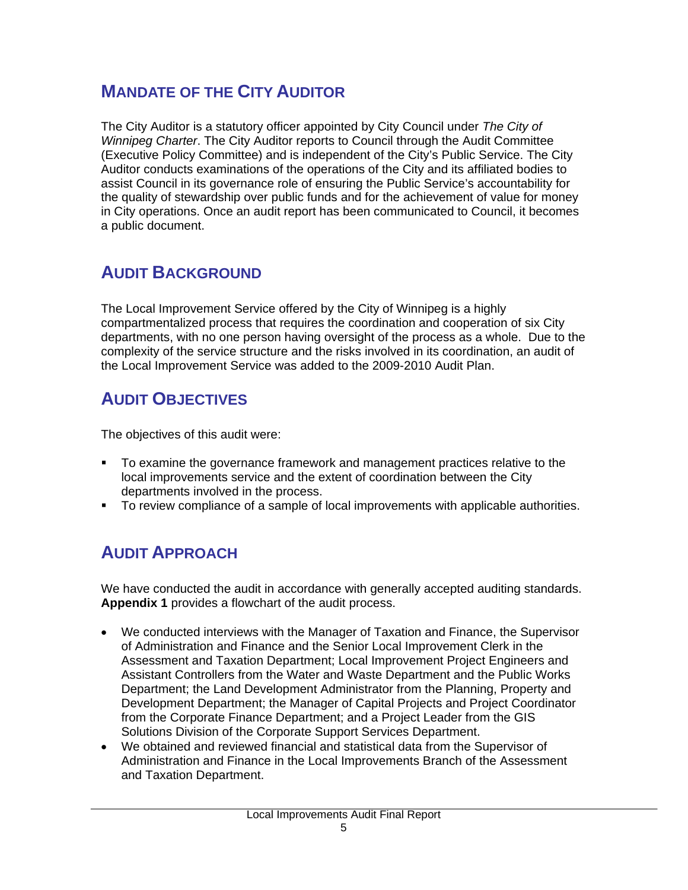## MANDATE OF THE CITY AUDITOR

The City Auditor is a statutory officer appointed by City Council under *The City of Winnipeg Charter*. The City Auditor reports to Council through the Audit Committee (Executive Policy Committee) and is independent of the City's Public Service. The City Auditor conducts examinations of the operations of the City and its affiliated bodies to assist Council in its governance role of ensuring the Public Service's accountability for the quality of stewardship over public funds and for the achievement of value for money in City operations. Once an audit report has been communicated to Council, it becomes a public document.

## AUDIT BACKGROUND

The Local Improvement Service offered by the City of Winnipeg is a highly compartmentalized process that requires the coordination and cooperation of six City departments, with no one person having oversight of the process as a whole. Due to the complexity of the service structure and the risks involved in its coordination, an audit of the Local Improvement Service was added to the 2009-2010 Audit Plan.

## AUDIT OBJECTIVES

The objectives of this audit were:

- To examine the governance framework and management practices relative to the local improvements service and the extent of coordination between the City departments involved in the process.
- To review compliance of a sample of local improvements with applicable authorities.

## AUDIT APPROACH

We have conducted the audit in accordance with generally accepted auditing standards. **Appendix 1** provides a flowchart of the audit process.

- We conducted interviews with the Manager of Taxation and Finance, the Supervisor of Administration and Finance and the Senior Local Improvement Clerk in the Assessment and Taxation Department; Local Improvement Project Engineers and Assistant Controllers from the Water and Waste Department and the Public Works Department; the Land Development Administrator from the Planning, Property and Development Department; the Manager of Capital Projects and Project Coordinator from the Corporate Finance Department; and a Project Leader from the GIS Solutions Division of the Corporate Support Services Department.
- We obtained and reviewed financial and statistical data from the Supervisor of Administration and Finance in the Local Improvements Branch of the Assessment and Taxation Department.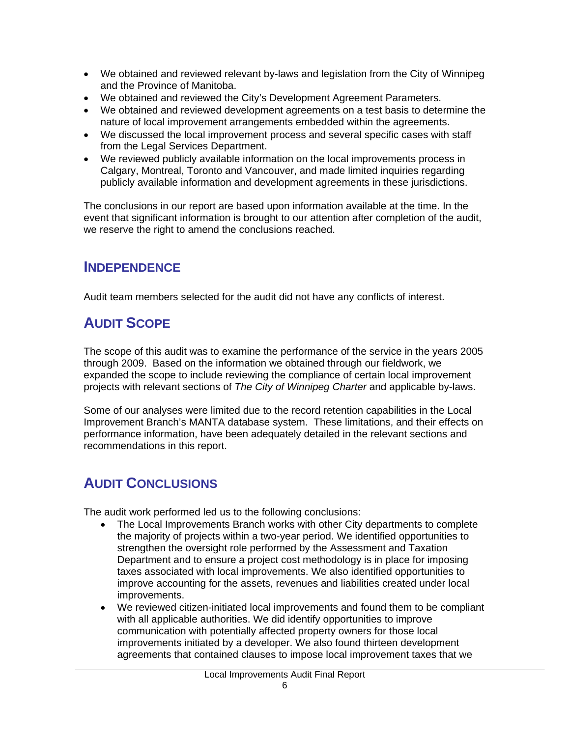- We obtained and reviewed relevant by-laws and legislation from the City of Winnipeg and the Province of Manitoba.
- We obtained and reviewed the City's Development Agreement Parameters.
- We obtained and reviewed development agreements on a test basis to determine the nature of local improvement arrangements embedded within the agreements.
- We discussed the local improvement process and several specific cases with staff from the Legal Services Department.
- We reviewed publicly available information on the local improvements process in Calgary, Montreal, Toronto and Vancouver, and made limited inquiries regarding publicly available information and development agreements in these jurisdictions.

The conclusions in our report are based upon information available at the time. In the event that significant information is brought to our attention after completion of the audit, we reserve the right to amend the conclusions reached.

## INDEPENDENCE

Audit team members selected for the audit did not have any conflicts of interest.

## AUDIT SCOPE

The scope of this audit was to examine the performance of the service in the years 2005 through 2009. Based on the information we obtained through our fieldwork, we expanded the scope to include reviewing the compliance of certain local improvement projects with relevant sections of *The City of Winnipeg Charter* and applicable by-laws.

Some of our analyses were limited due to the record retention capabilities in the Local Improvement Branch's MANTA database system. These limitations, and their effects on performance information, have been adequately detailed in the relevant sections and recommendations in this report.

## AUDIT CONCLUSIONS

The audit work performed led us to the following conclusions:

- The Local Improvements Branch works with other City departments to complete the majority of projects within a two-year period. We identified opportunities to strengthen the oversight role performed by the Assessment and Taxation Department and to ensure a project cost methodology is in place for imposing taxes associated with local improvements. We also identified opportunities to improve accounting for the assets, revenues and liabilities created under local improvements.
- We reviewed citizen-initiated local improvements and found them to be compliant with all applicable authorities. We did identify opportunities to improve communication with potentially affected property owners for those local improvements initiated by a developer. We also found thirteen development agreements that contained clauses to impose local improvement taxes that we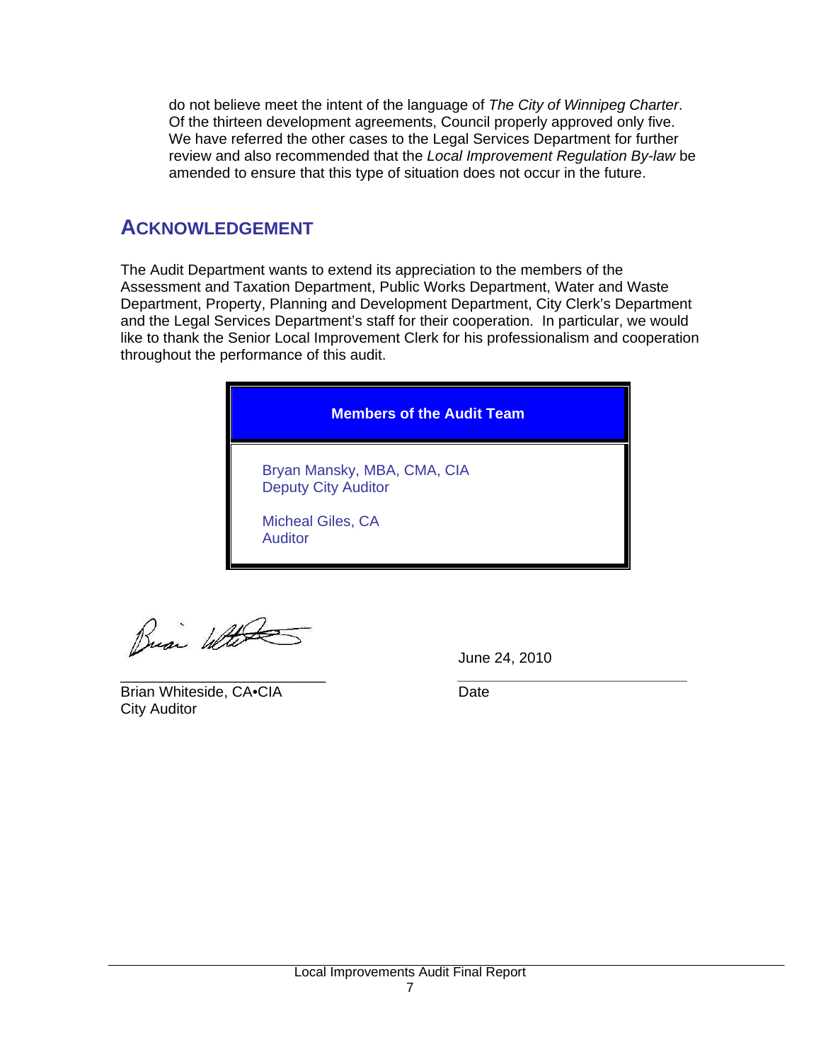do not believe meet the intent of the language of *The City of Winnipeg Charter*. Of the thirteen development agreements, Council properly approved only five. We have referred the other cases to the Legal Services Department for further review and also recommended that the *Local Improvement Regulation By-law* be amended to ensure that this type of situation does not occur in the future.

## ACKNOWLEDGEMENT

The Audit Department wants to extend its appreciation to the members of the Assessment and Taxation Department, Public Works Department, Water and Waste Department, Property, Planning and Development Department, City Clerk's Department and the Legal Services Department's staff for their cooperation. In particular, we would like to thank the Senior Local Improvement Clerk for his professionalism and cooperation throughout the performance of this audit.

| Members of the Audit Team |
|---|
| Bryan Mansky, MBA, CMA, CIA<br>Deputy City Auditor<br><br>Micheal Giles, CA<br>Auditor |

\_\_\_\_\_\_\_\_\_\_\_\_\_\_\_\_\_\_\_\_\_\_\_\_\_
Brian Whiteside, CA•CIA
City Auditor

June 24, 2010
\_\_\_\_\_\_\_\_\_\_\_\_\_\_\_\_\_\_\_\_\_\_\_\_\_
Date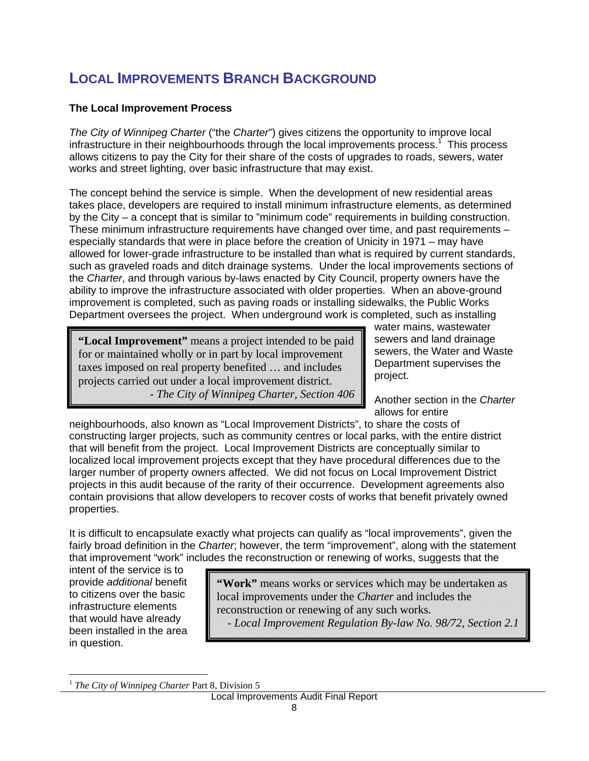# LOCAL IMPROVEMENTS BRANCH BACKGROUND

### The Local Improvement Process

*The City of Winnipeg Charter* ("the *Charter*") gives citizens the opportunity to improve local infrastructure in their neighbourhoods through the local improvements process.[1] This process allows citizens to pay the City for their share of the costs of upgrades to roads, sewers, water works and street lighting, over basic infrastructure that may exist.

The concept behind the service is simple. When the development of new residential areas takes place, developers are required to install minimum infrastructure elements, as determined by the City – a concept that is similar to "minimum code" requirements in building construction. These minimum infrastructure requirements have changed over time, and past requirements – especially standards that were in place before the creation of Unicity in 1971 – may have allowed for lower-grade infrastructure to be installed than what is required by current standards, such as graveled roads and ditch drainage systems. Under the local improvements sections of the *Charter*, and through various by-laws enacted by City Council, property owners have the ability to improve the infrastructure associated with older properties. When an above-ground improvement is completed, such as paving roads or installing sidewalks, the Public Works Department oversees the project. When underground work is completed, such as installing water mains, wastewater sewers and land drainage sewers, the Water and Waste Department supervises the project.

> **"Local Improvement"** means a project intended to be paid for or maintained wholly or in part by local improvement taxes imposed on real property benefited … and includes projects carried out under a local improvement district.
> *- The City of Winnipeg Charter, Section 406*

Another section in the *Charter* allows for entire neighbourhoods, also known as "Local Improvement Districts", to share the costs of constructing larger projects, such as community centres or local parks, with the entire district that will benefit from the project. Local Improvement Districts are conceptually similar to localized local improvement projects except that they have procedural differences due to the larger number of property owners affected. We did not focus on Local Improvement District projects in this audit because of the rarity of their occurrence. Development agreements also contain provisions that allow developers to recover costs of works that benefit privately owned properties.

It is difficult to encapsulate exactly what projects can qualify as "local improvements", given the fairly broad definition in the *Charter*; however, the term "improvement", along with the statement that improvement "work" includes the reconstruction or renewing of works, suggests that the intent of the service is to provide *additional* benefit to citizens over the basic infrastructure elements that would have already been installed in the area in question.

> **"Work"** means works or services which may be undertaken as local improvements under the *Charter* and includes the reconstruction or renewing of any such works.
> *- Local Improvement Regulation By-law No. 98/72, Section 2.1*

[1] *The City of Winnipeg Charter* Part 8, Division 5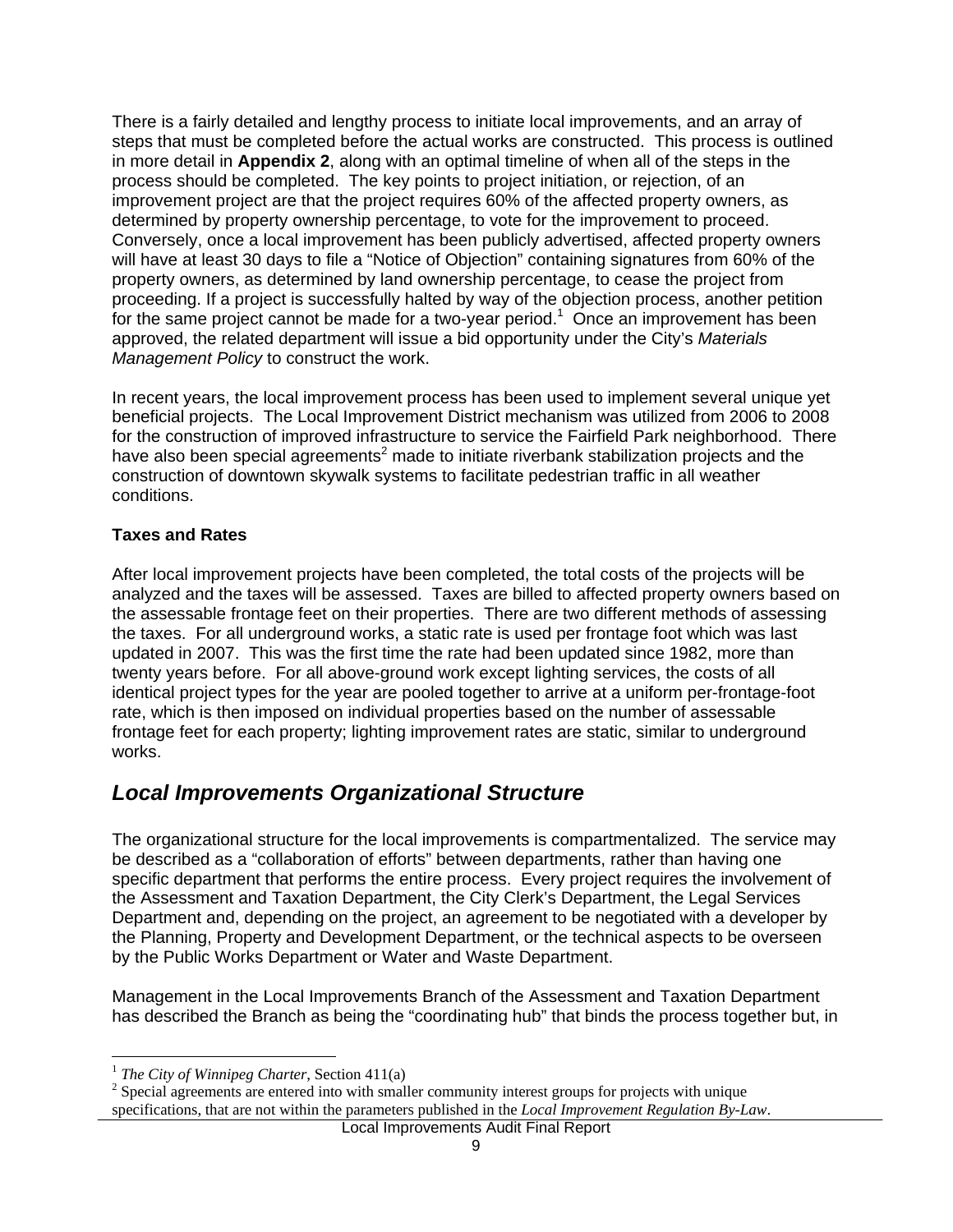There is a fairly detailed and lengthy process to initiate local improvements, and an array of steps that must be completed before the actual works are constructed. This process is outlined in more detail in **Appendix 2**, along with an optimal timeline of when all of the steps in the process should be completed. The key points to project initiation, or rejection, of an improvement project are that the project requires 60% of the affected property owners, as determined by property ownership percentage, to vote for the improvement to proceed. Conversely, once a local improvement has been publicly advertised, affected property owners will have at least 30 days to file a "Notice of Objection" containing signatures from 60% of the property owners, as determined by land ownership percentage, to cease the project from proceeding. If a project is successfully halted by way of the objection process, another petition for the same project cannot be made for a two-year period.[1] Once an improvement has been approved, the related department will issue a bid opportunity under the City's *Materials Management Policy* to construct the work.

In recent years, the local improvement process has been used to implement several unique yet beneficial projects. The Local Improvement District mechanism was utilized from 2006 to 2008 for the construction of improved infrastructure to service the Fairfield Park neighborhood. There have also been special agreements[2] made to initiate riverbank stabilization projects and the construction of downtown skywalk systems to facilitate pedestrian traffic in all weather conditions.

**Taxes and Rates**

After local improvement projects have been completed, the total costs of the projects will be analyzed and the taxes will be assessed. Taxes are billed to affected property owners based on the assessable frontage feet on their properties. There are two different methods of assessing the taxes. For all underground works, a static rate is used per frontage foot which was last updated in 2007. This was the first time the rate had been updated since 1982, more than twenty years before. For all above-ground work except lighting services, the costs of all identical project types for the year are pooled together to arrive at a uniform per-frontage-foot rate, which is then imposed on individual properties based on the number of assessable frontage feet for each property; lighting improvement rates are static, similar to underground works.

## *Local Improvements Organizational Structure*

The organizational structure for the local improvements is compartmentalized. The service may be described as a "collaboration of efforts" between departments, rather than having one specific department that performs the entire process. Every project requires the involvement of the Assessment and Taxation Department, the City Clerk's Department, the Legal Services Department and, depending on the project, an agreement to be negotiated with a developer by the Planning, Property and Development Department, or the technical aspects to be overseen by the Public Works Department or Water and Waste Department.

Management in the Local Improvements Branch of the Assessment and Taxation Department has described the Branch as being the "coordinating hub" that binds the process together but, in

[1] *The City of Winnipeg Charter*, Section 411(a)

[2] Special agreements are entered into with smaller community interest groups for projects with unique specifications, that are not within the parameters published in the *Local Improvement Regulation By-Law*.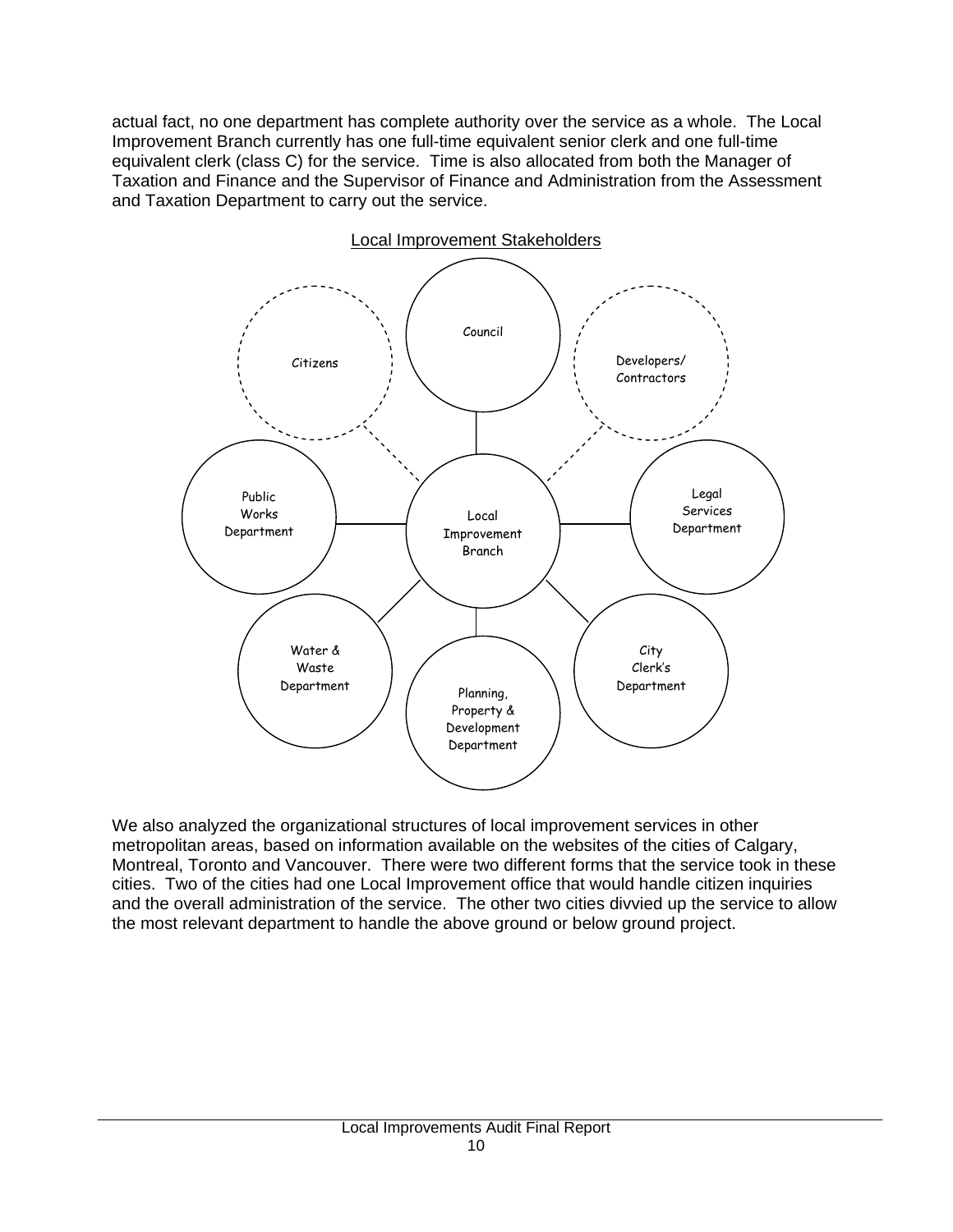actual fact, no one department has complete authority over the service as a whole. The Local Improvement Branch currently has one full-time equivalent senior clerk and one full-time equivalent clerk (class C) for the service. Time is also allocated from both the Manager of Taxation and Finance and the Supervisor of Finance and Administration from the Assessment and Taxation Department to carry out the service.

Local Improvement Stakeholders

Council

Citizens

Developers/ Contractors

Public Works Department

Local Improvement Branch

Legal Services Department

Water & Waste Department

Planning, Property & Development Department

City Clerk's Department

We also analyzed the organizational structures of local improvement services in other metropolitan areas, based on information available on the websites of the cities of Calgary, Montreal, Toronto and Vancouver. There were two different forms that the service took in these cities. Two of the cities had one Local Improvement office that would handle citizen inquiries and the overall administration of the service. The other two cities divvied up the service to allow the most relevant department to handle the above ground or below ground project.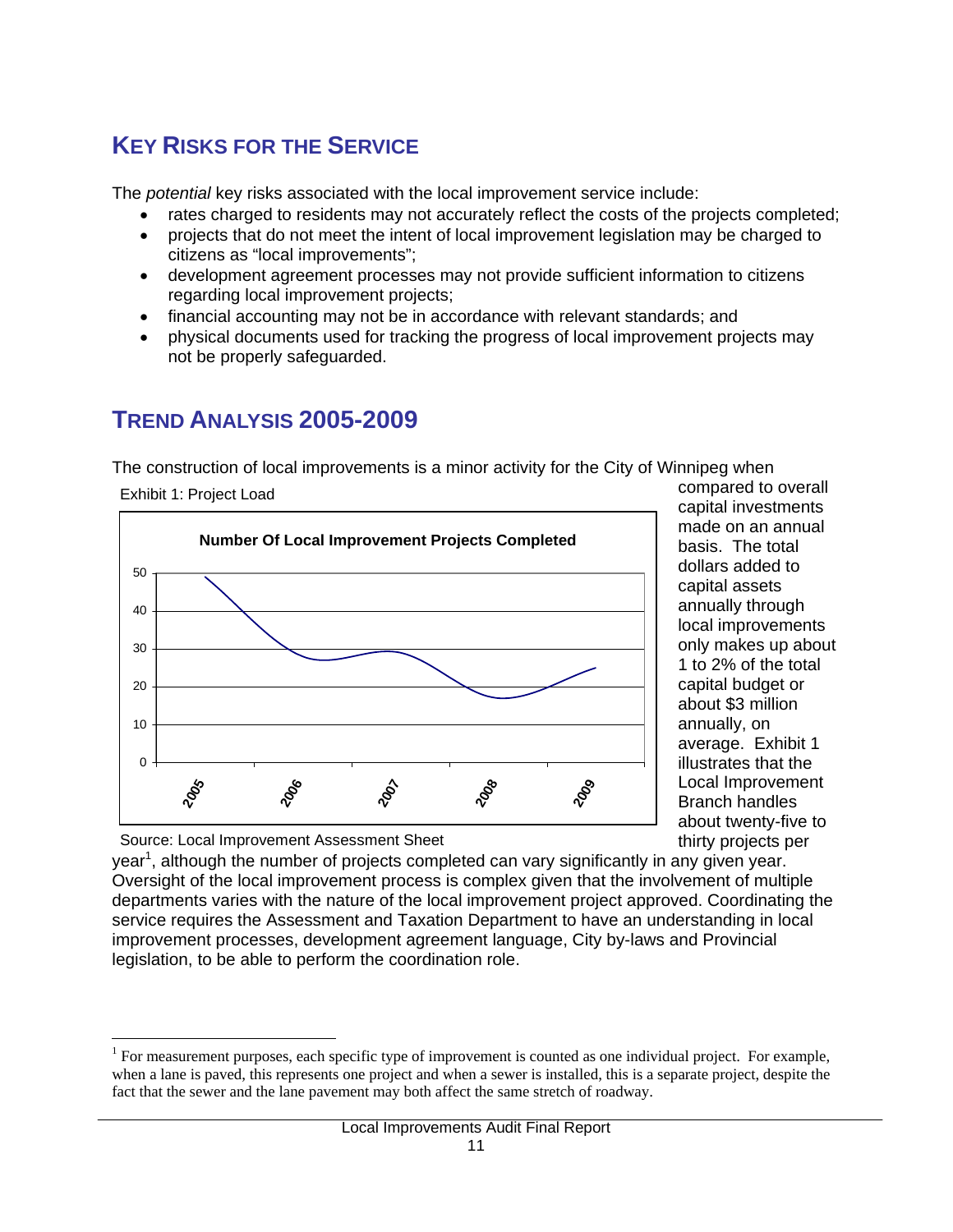## KEY RISKS FOR THE SERVICE

The *potential* key risks associated with the local improvement service include:

- rates charged to residents may not accurately reflect the costs of the projects completed;
- projects that do not meet the intent of local improvement legislation may be charged to citizens as "local improvements";
- development agreement processes may not provide sufficient information to citizens regarding local improvement projects;
- financial accounting may not be in accordance with relevant standards; and
- physical documents used for tracking the progress of local improvement projects may not be properly safeguarded.

## TREND ANALYSIS 2005-2009

The construction of local improvements is a minor activity for the City of Winnipeg when compared to overall capital investments made on an annual basis. The total dollars added to capital assets annually through local improvements only makes up about 1 to 2% of the total capital budget or about $3 million annually, on average. Exhibit 1 illustrates that the Local Improvement Branch handles about twenty-five to thirty projects per year[1], although the number of projects completed can vary significantly in any given year. Oversight of the local improvement process is complex given that the involvement of multiple departments varies with the nature of the local improvement project approved. Coordinating the service requires the Assessment and Taxation Department to have an understanding in local improvement processes, development agreement language, City by-laws and Provincial legislation, to be able to perform the coordination role.

Exhibit 1: Project Load

**Number Of Local Improvement Projects Completed**

Source: Local Improvement Assessment Sheet

---

[1] For measurement purposes, each specific type of improvement is counted as one individual project. For example, when a lane is paved, this represents one project and when a sewer is installed, this is a separate project, despite the fact that the sewer and the lane pavement may both affect the same stretch of roadway.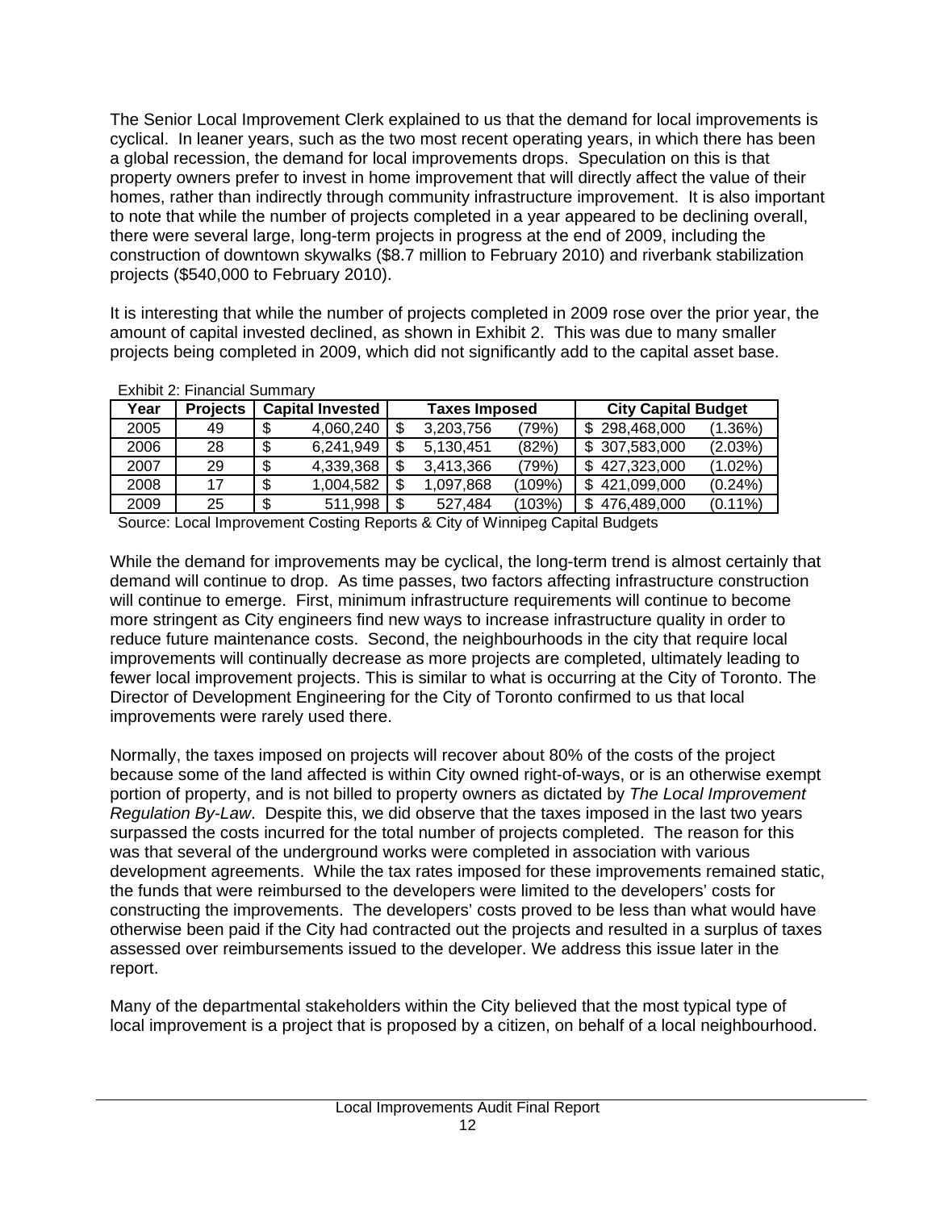The Senior Local Improvement Clerk explained to us that the demand for local improvements is cyclical. In leaner years, such as the two most recent operating years, in which there has been a global recession, the demand for local improvements drops. Speculation on this is that property owners prefer to invest in home improvement that will directly affect the value of their homes, rather than indirectly through community infrastructure improvement. It is also important to note that while the number of projects completed in a year appeared to be declining overall, there were several large, long-term projects in progress at the end of 2009, including the construction of downtown skywalks ($8.7 million to February 2010) and riverbank stabilization projects ($540,000 to February 2010).

It is interesting that while the number of projects completed in 2009 rose over the prior year, the amount of capital invested declined, as shown in Exhibit 2. This was due to many smaller projects being completed in 2009, which did not significantly add to the capital asset base.

Exhibit 2: Financial Summary

| Year | Projects | Capital Invested | Taxes Imposed | | City Capital Budget | |
|---|---|---|---|---|---|---|
| 2005 | 49 | $ 4,060,240 | $ 3,203,756 | (79%) | $ 298,468,000 | (1.36%) |
| 2006 | 28 | $ 6,241,949 | $ 5,130,451 | (82%) | $ 307,583,000 | (2.03%) |
| 2007 | 29 | $ 4,339,368 | $ 3,413,366 | (79%) | $ 427,323,000 | (1.02%) |
| 2008 | 17 | $ 1,004,582 | $ 1,097,868 | (109%) | $ 421,099,000 | (0.24%) |
| 2009 | 25 | $ 511,998 | $ 527,484 | (103%) | $ 476,489,000 | (0.11%) |

Source: Local Improvement Costing Reports & City of Winnipeg Capital Budgets

While the demand for improvements may be cyclical, the long-term trend is almost certainly that demand will continue to drop. As time passes, two factors affecting infrastructure construction will continue to emerge. First, minimum infrastructure requirements will continue to become more stringent as City engineers find new ways to increase infrastructure quality in order to reduce future maintenance costs. Second, the neighbourhoods in the city that require local improvements will continually decrease as more projects are completed, ultimately leading to fewer local improvement projects. This is similar to what is occurring at the City of Toronto. The Director of Development Engineering for the City of Toronto confirmed to us that local improvements were rarely used there.

Normally, the taxes imposed on projects will recover about 80% of the costs of the project because some of the land affected is within City owned right-of-ways, or is an otherwise exempt portion of property, and is not billed to property owners as dictated by *The Local Improvement Regulation By-Law*. Despite this, we did observe that the taxes imposed in the last two years surpassed the costs incurred for the total number of projects completed. The reason for this was that several of the underground works were completed in association with various development agreements. While the tax rates imposed for these improvements remained static, the funds that were reimbursed to the developers were limited to the developers' costs for constructing the improvements. The developers' costs proved to be less than what would have otherwise been paid if the City had contracted out the projects and resulted in a surplus of taxes assessed over reimbursements issued to the developer. We address this issue later in the report.

Many of the departmental stakeholders within the City believed that the most typical type of local improvement is a project that is proposed by a citizen, on behalf of a local neighbourhood.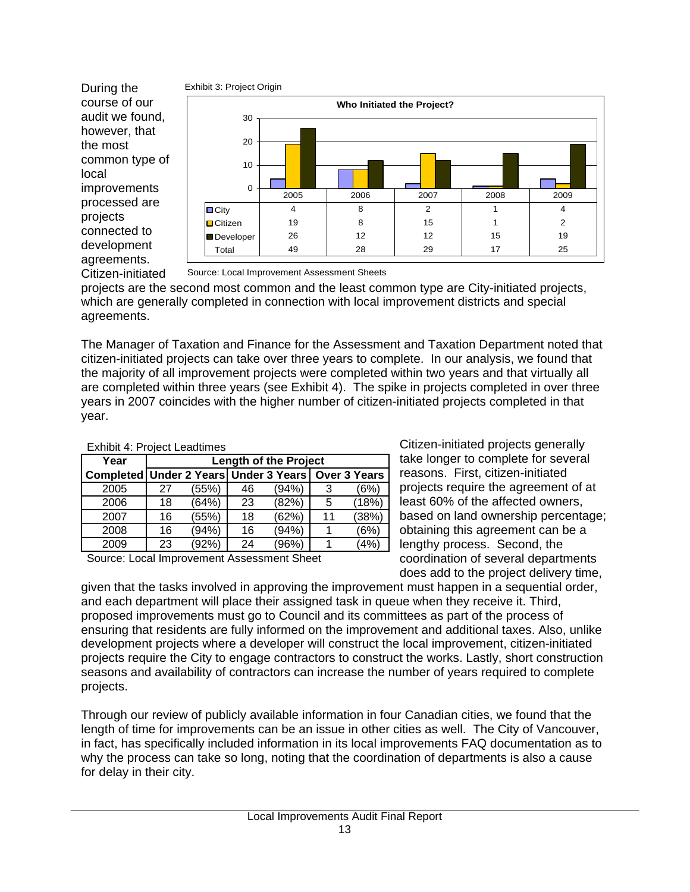During the course of our audit we found, however, that the most common type of local improvements processed are projects connected to development agreements. Citizen-initiated projects are the second most common and the least common type are City-initiated projects, which are generally completed in connection with local improvement districts and special agreements.

Exhibit 3: Project Origin

**Who Initiated the Project?**

| | 2005 | 2006 | 2007 | 2008 | 2009 |
|---|---|---|---|---|---|
| City | 4 | 8 | 2 | 1 | 4 |
| Citizen | 19 | 8 | 15 | 1 | 2 |
| Developer | 26 | 12 | 12 | 15 | 19 |
| Total | 49 | 28 | 29 | 17 | 25 |

Source: Local Improvement Assessment Sheets

The Manager of Taxation and Finance for the Assessment and Taxation Department noted that citizen-initiated projects can take over three years to complete. In our analysis, we found that the majority of all improvement projects were completed within two years and that virtually all are completed within three years (see Exhibit 4). The spike in projects completed in over three years in 2007 coincides with the higher number of citizen-initiated projects completed in that year.

Exhibit 4: Project Leadtimes

| Year | Length of the Project | | | | | |
|---|---|---|---|---|---|---|
| Completed | Under 2 Years | | Under 3 Years | | Over 3 Years | |
| 2005 | 27 | (55%) | 46 | (94%) | 3 | (6%) |
| 2006 | 18 | (64%) | 23 | (82%) | 5 | (18%) |
| 2007 | 16 | (55%) | 18 | (62%) | 11 | (38%) |
| 2008 | 16 | (94%) | 16 | (94%) | 1 | (6%) |
| 2009 | 23 | (92%) | 24 | (96%) | 1 | (4%) |

Source: Local Improvement Assessment Sheet

Citizen-initiated projects generally take longer to complete for several reasons. First, citizen-initiated projects require the agreement of at least 60% of the affected owners, based on land ownership percentage; obtaining this agreement can be a lengthy process. Second, the coordination of several departments does add to the project delivery time, given that the tasks involved in approving the improvement must happen in a sequential order, and each department will place their assigned task in queue when they receive it. Third, proposed improvements must go to Council and its committees as part of the process of ensuring that residents are fully informed on the improvement and additional taxes. Also, unlike development projects where a developer will construct the local improvement, citizen-initiated projects require the City to engage contractors to construct the works. Lastly, short construction seasons and availability of contractors can increase the number of years required to complete projects.

Through our review of publicly available information in four Canadian cities, we found that the length of time for improvements can be an issue in other cities as well. The City of Vancouver, in fact, has specifically included information in its local improvements FAQ documentation as to why the process can take so long, noting that the coordination of departments is also a cause for delay in their city.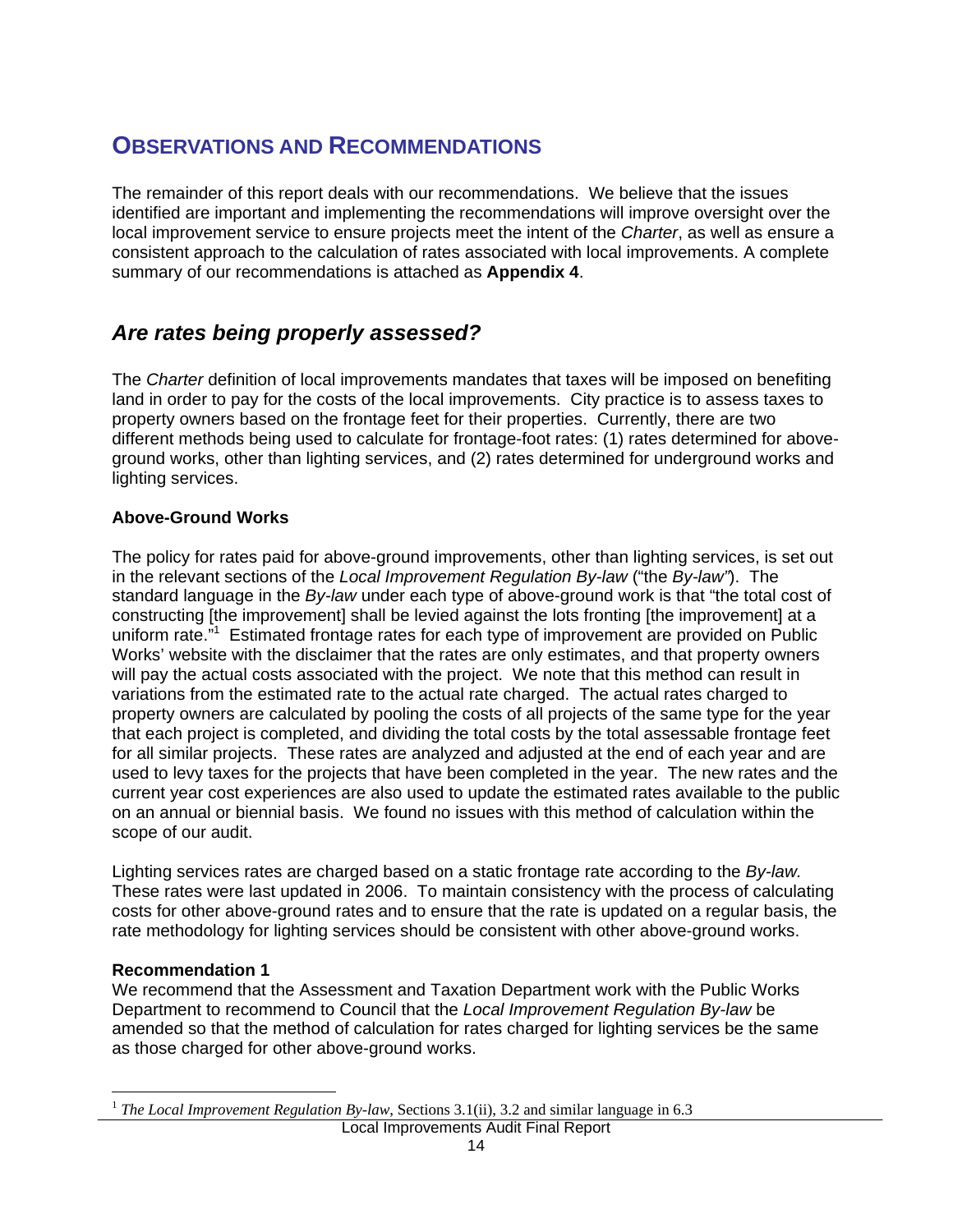# OBSERVATIONS AND RECOMMENDATIONS

The remainder of this report deals with our recommendations. We believe that the issues identified are important and implementing the recommendations will improve oversight over the local improvement service to ensure projects meet the intent of the *Charter*, as well as ensure a consistent approach to the calculation of rates associated with local improvements. A complete summary of our recommendations is attached as **Appendix 4**.

## *Are rates being properly assessed?*

The *Charter* definition of local improvements mandates that taxes will be imposed on benefiting land in order to pay for the costs of the local improvements. City practice is to assess taxes to property owners based on the frontage feet for their properties. Currently, there are two different methods being used to calculate for frontage-foot rates: (1) rates determined for above-ground works, other than lighting services, and (2) rates determined for underground works and lighting services.

**Above-Ground Works**

The policy for rates paid for above-ground improvements, other than lighting services, is set out in the relevant sections of the *Local Improvement Regulation By-law* ("the *By-law*"). The standard language in the *By-law* under each type of above-ground work is that "the total cost of constructing [the improvement] shall be levied against the lots fronting [the improvement] at a uniform rate."[1] Estimated frontage rates for each type of improvement are provided on Public Works' website with the disclaimer that the rates are only estimates, and that property owners will pay the actual costs associated with the project. We note that this method can result in variations from the estimated rate to the actual rate charged. The actual rates charged to property owners are calculated by pooling the costs of all projects of the same type for the year that each project is completed, and dividing the total costs by the total assessable frontage feet for all similar projects. These rates are analyzed and adjusted at the end of each year and are used to levy taxes for the projects that have been completed in the year. The new rates and the current year cost experiences are also used to update the estimated rates available to the public on an annual or biennial basis. We found no issues with this method of calculation within the scope of our audit.

Lighting services rates are charged based on a static frontage rate according to the *By-law.* These rates were last updated in 2006. To maintain consistency with the process of calculating costs for other above-ground rates and to ensure that the rate is updated on a regular basis, the rate methodology for lighting services should be consistent with other above-ground works.

**Recommendation 1**
We recommend that the Assessment and Taxation Department work with the Public Works Department to recommend to Council that the *Local Improvement Regulation By-law* be amended so that the method of calculation for rates charged for lighting services be the same as those charged for other above-ground works.

[1] *The Local Improvement Regulation By-law*, Sections 3.1(ii), 3.2 and similar language in 6.3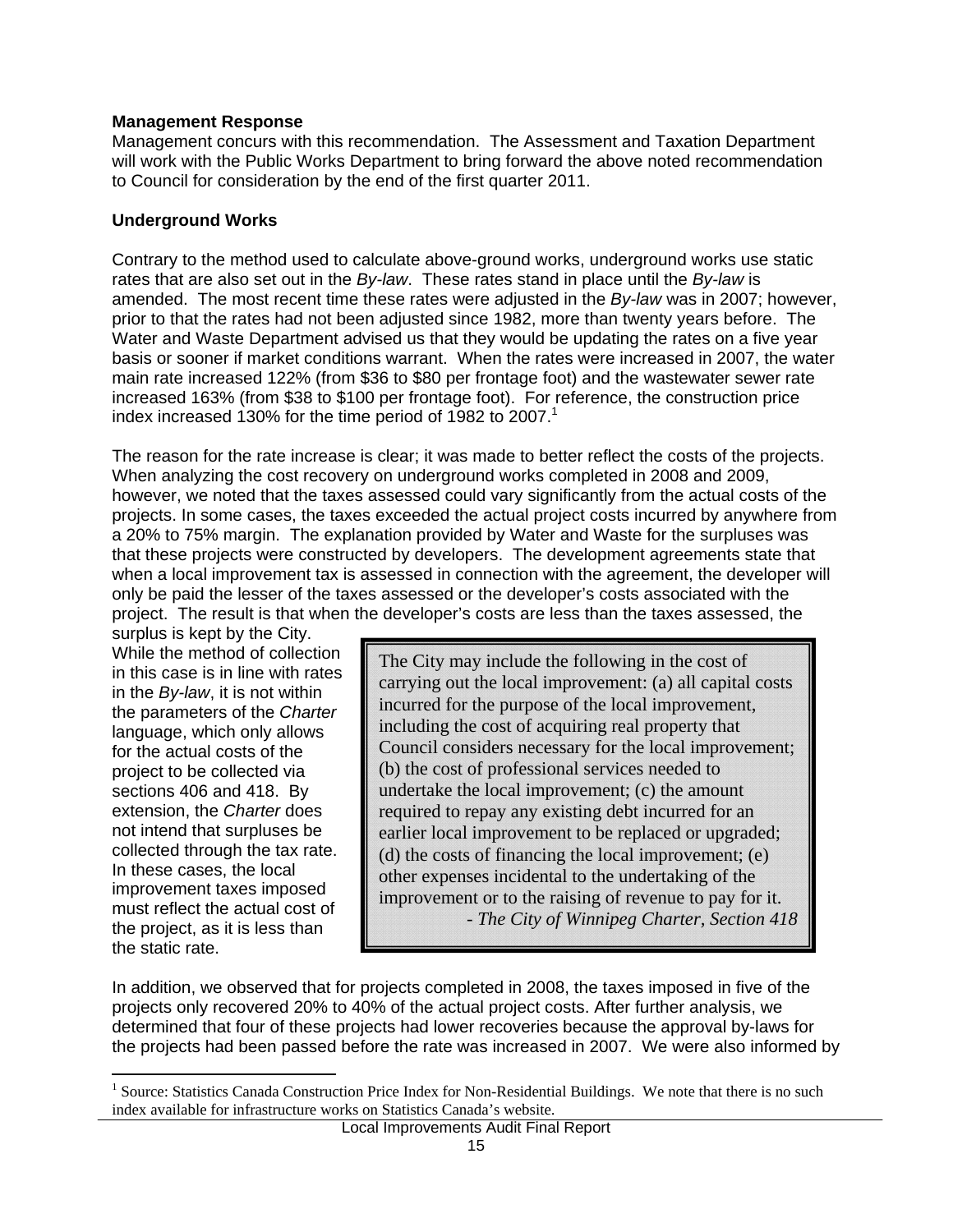**Management Response**
Management concurs with this recommendation. The Assessment and Taxation Department will work with the Public Works Department to bring forward the above noted recommendation to Council for consideration by the end of the first quarter 2011.

**Underground Works**

Contrary to the method used to calculate above-ground works, underground works use static rates that are also set out in the *By-law*. These rates stand in place until the *By-law* is amended. The most recent time these rates were adjusted in the *By-law* was in 2007; however, prior to that the rates had not been adjusted since 1982, more than twenty years before. The Water and Waste Department advised us that they would be updating the rates on a five year basis or sooner if market conditions warrant. When the rates were increased in 2007, the water main rate increased 122% (from $36 to $80 per frontage foot) and the wastewater sewer rate increased 163% (from $38 to $100 per frontage foot). For reference, the construction price index increased 130% for the time period of 1982 to 2007.[1]

The reason for the rate increase is clear; it was made to better reflect the costs of the projects. When analyzing the cost recovery on underground works completed in 2008 and 2009, however, we noted that the taxes assessed could vary significantly from the actual costs of the projects. In some cases, the taxes exceeded the actual project costs incurred by anywhere from a 20% to 75% margin. The explanation provided by Water and Waste for the surpluses was that these projects were constructed by developers. The development agreements state that when a local improvement tax is assessed in connection with the agreement, the developer will only be paid the lesser of the taxes assessed or the developer's costs associated with the project. The result is that when the developer's costs are less than the taxes assessed, the surplus is kept by the City. While the method of collection in this case is in line with rates in the *By-law*, it is not within the parameters of the *Charter* language, which only allows for the actual costs of the project to be collected via sections 406 and 418. By extension, the *Charter* does not intend that surpluses be collected through the tax rate. In these cases, the local improvement taxes imposed must reflect the actual cost of the project, as it is less than the static rate.

> The City may include the following in the cost of carrying out the local improvement: (a) all capital costs incurred for the purpose of the local improvement, including the cost of acquiring real property that Council considers necessary for the local improvement; (b) the cost of professional services needed to undertake the local improvement; (c) the amount required to repay any existing debt incurred for an earlier local improvement to be replaced or upgraded; (d) the costs of financing the local improvement; (e) other expenses incidental to the undertaking of the improvement or to the raising of revenue to pay for it.
> - *The City of Winnipeg Charter, Section 418*

In addition, we observed that for projects completed in 2008, the taxes imposed in five of the projects only recovered 20% to 40% of the actual project costs. After further analysis, we determined that four of these projects had lower recoveries because the approval by-laws for the projects had been passed before the rate was increased in 2007. We were also informed by

[1] Source: Statistics Canada Construction Price Index for Non-Residential Buildings. We note that there is no such index available for infrastructure works on Statistics Canada's website.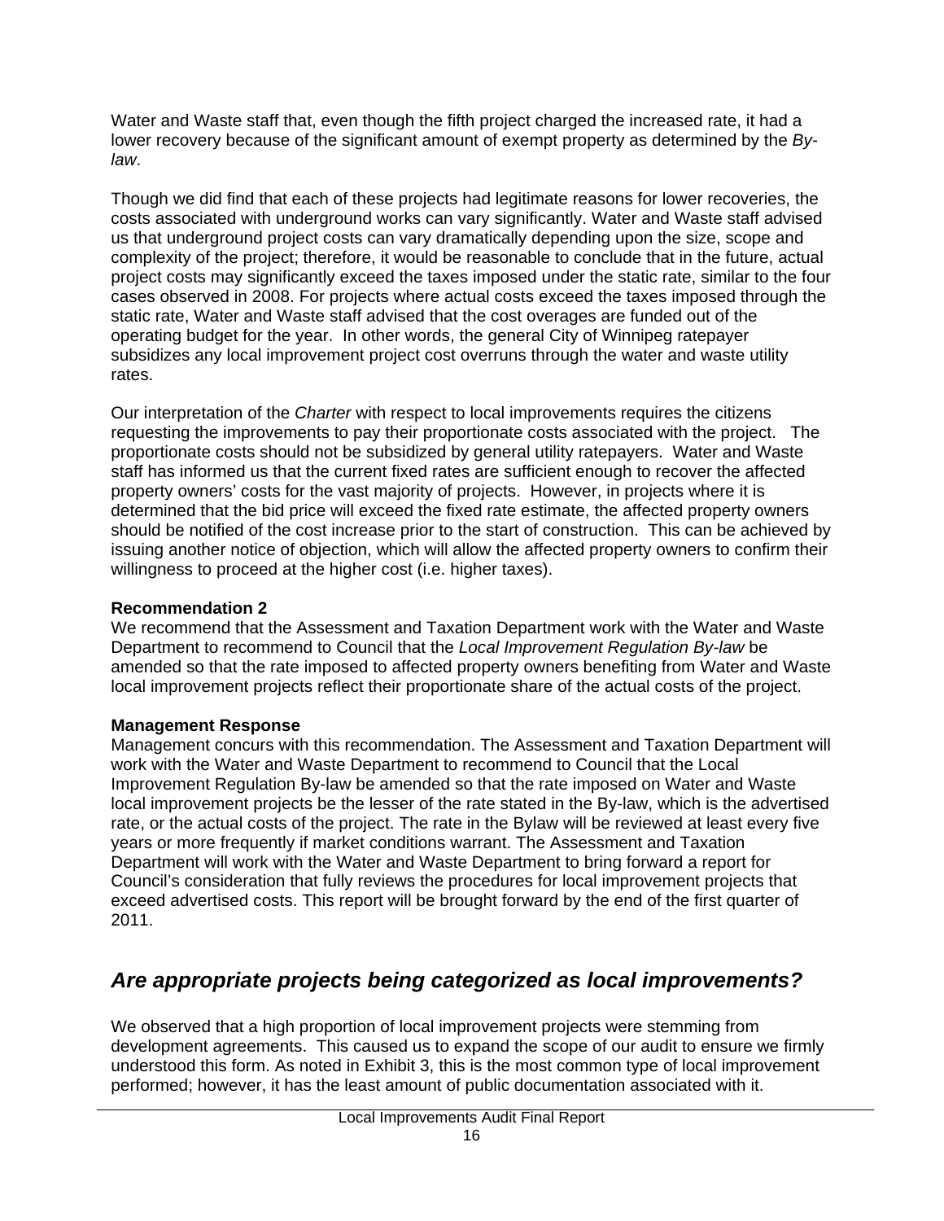Water and Waste staff that, even though the fifth project charged the increased rate, it had a lower recovery because of the significant amount of exempt property as determined by the *By-law*.

Though we did find that each of these projects had legitimate reasons for lower recoveries, the costs associated with underground works can vary significantly. Water and Waste staff advised us that underground project costs can vary dramatically depending upon the size, scope and complexity of the project; therefore, it would be reasonable to conclude that in the future, actual project costs may significantly exceed the taxes imposed under the static rate, similar to the four cases observed in 2008. For projects where actual costs exceed the taxes imposed through the static rate, Water and Waste staff advised that the cost overages are funded out of the operating budget for the year. In other words, the general City of Winnipeg ratepayer subsidizes any local improvement project cost overruns through the water and waste utility rates.

Our interpretation of the *Charter* with respect to local improvements requires the citizens requesting the improvements to pay their proportionate costs associated with the project. The proportionate costs should not be subsidized by general utility ratepayers. Water and Waste staff has informed us that the current fixed rates are sufficient enough to recover the affected property owners' costs for the vast majority of projects. However, in projects where it is determined that the bid price will exceed the fixed rate estimate, the affected property owners should be notified of the cost increase prior to the start of construction. This can be achieved by issuing another notice of objection, which will allow the affected property owners to confirm their willingness to proceed at the higher cost (i.e. higher taxes).

**Recommendation 2**

We recommend that the Assessment and Taxation Department work with the Water and Waste Department to recommend to Council that the *Local Improvement Regulation By-law* be amended so that the rate imposed to affected property owners benefiting from Water and Waste local improvement projects reflect their proportionate share of the actual costs of the project.

**Management Response**

Management concurs with this recommendation. The Assessment and Taxation Department will work with the Water and Waste Department to recommend to Council that the Local Improvement Regulation By-law be amended so that the rate imposed on Water and Waste local improvement projects be the lesser of the rate stated in the By-law, which is the advertised rate, or the actual costs of the project. The rate in the Bylaw will be reviewed at least every five years or more frequently if market conditions warrant. The Assessment and Taxation Department will work with the Water and Waste Department to bring forward a report for Council's consideration that fully reviews the procedures for local improvement projects that exceed advertised costs. This report will be brought forward by the end of the first quarter of 2011.

## *Are appropriate projects being categorized as local improvements?*

We observed that a high proportion of local improvement projects were stemming from development agreements. This caused us to expand the scope of our audit to ensure we firmly understood this form. As noted in Exhibit 3, this is the most common type of local improvement performed; however, it has the least amount of public documentation associated with it.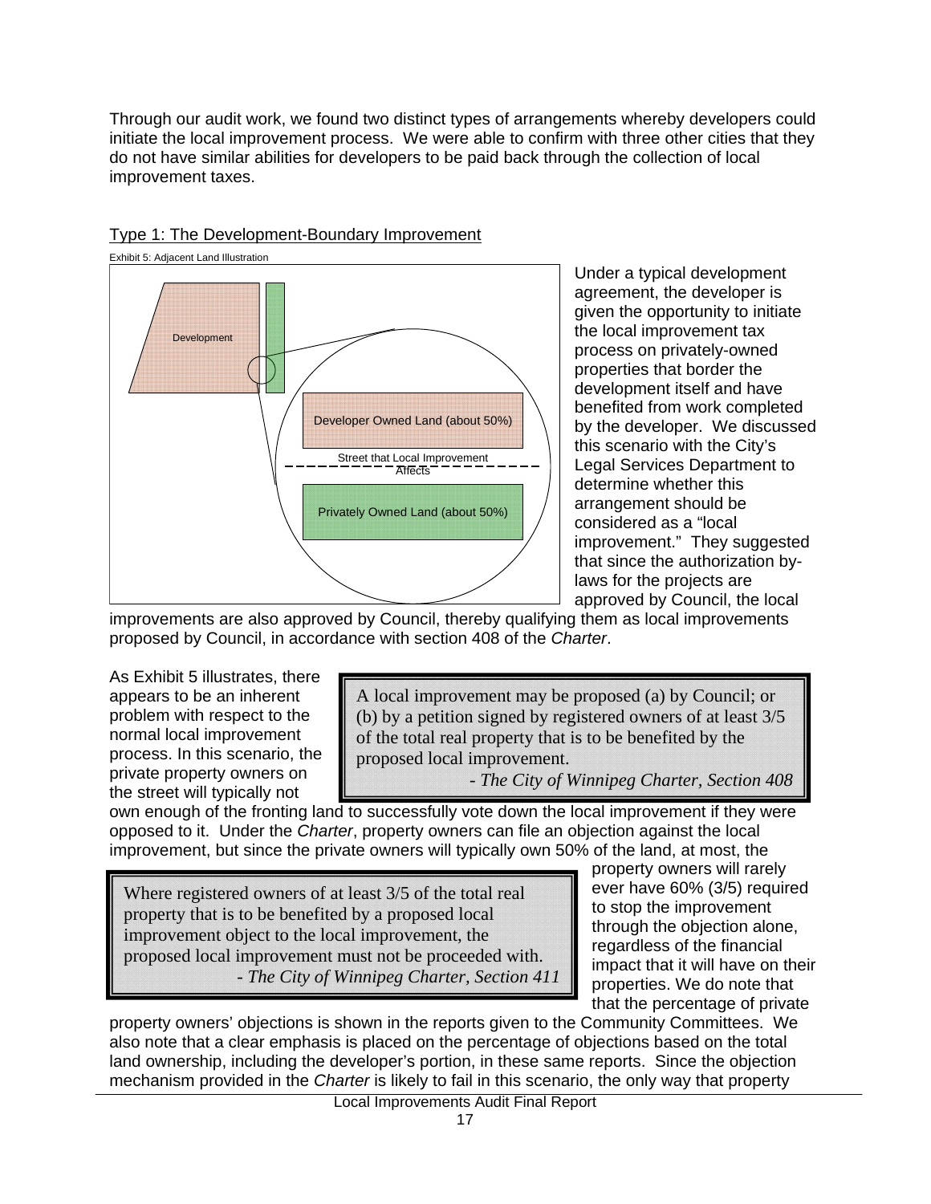Through our audit work, we found two distinct types of arrangements whereby developers could initiate the local improvement process. We were able to confirm with three other cities that they do not have similar abilities for developers to be paid back through the collection of local improvement taxes.

Type 1: The Development-Boundary Improvement

Exhibit 5: Adjacent Land Illustration

Development

Developer Owned Land (about 50%)

Street that Local Improvement Affects

Privately Owned Land (about 50%)

Under a typical development agreement, the developer is given the opportunity to initiate the local improvement tax process on privately-owned properties that border the development itself and have benefited from work completed by the developer. We discussed this scenario with the City's Legal Services Department to determine whether this arrangement should be considered as a "local improvement." They suggested that since the authorization by-laws for the projects are approved by Council, the local improvements are also approved by Council, thereby qualifying them as local improvements proposed by Council, in accordance with section 408 of the *Charter*.

> A local improvement may be proposed (a) by Council; or (b) by a petition signed by registered owners of at least 3/5 of the total real property that is to be benefited by the proposed local improvement.
>
> \- *The City of Winnipeg Charter, Section 408*

As Exhibit 5 illustrates, there appears to be an inherent problem with respect to the normal local improvement process. In this scenario, the private property owners on the street will typically not own enough of the fronting land to successfully vote down the local improvement if they were opposed to it. Under the *Charter*, property owners can file an objection against the local improvement, but since the private owners will typically own 50% of the land, at most, the property owners will rarely ever have 60% (3/5) required to stop the improvement through the objection alone, regardless of the financial impact that it will have on their properties. We do note that that the percentage of private property owners' objections is shown in the reports given to the Community Committees. We also note that a clear emphasis is placed on the percentage of objections based on the total land ownership, including the developer's portion, in these same reports. Since the objection mechanism provided in the *Charter* is likely to fail in this scenario, the only way that property

> Where registered owners of at least 3/5 of the total real property that is to be benefited by a proposed local improvement object to the local improvement, the proposed local improvement must not be proceeded with.
>
> \- *The City of Winnipeg Charter, Section 411*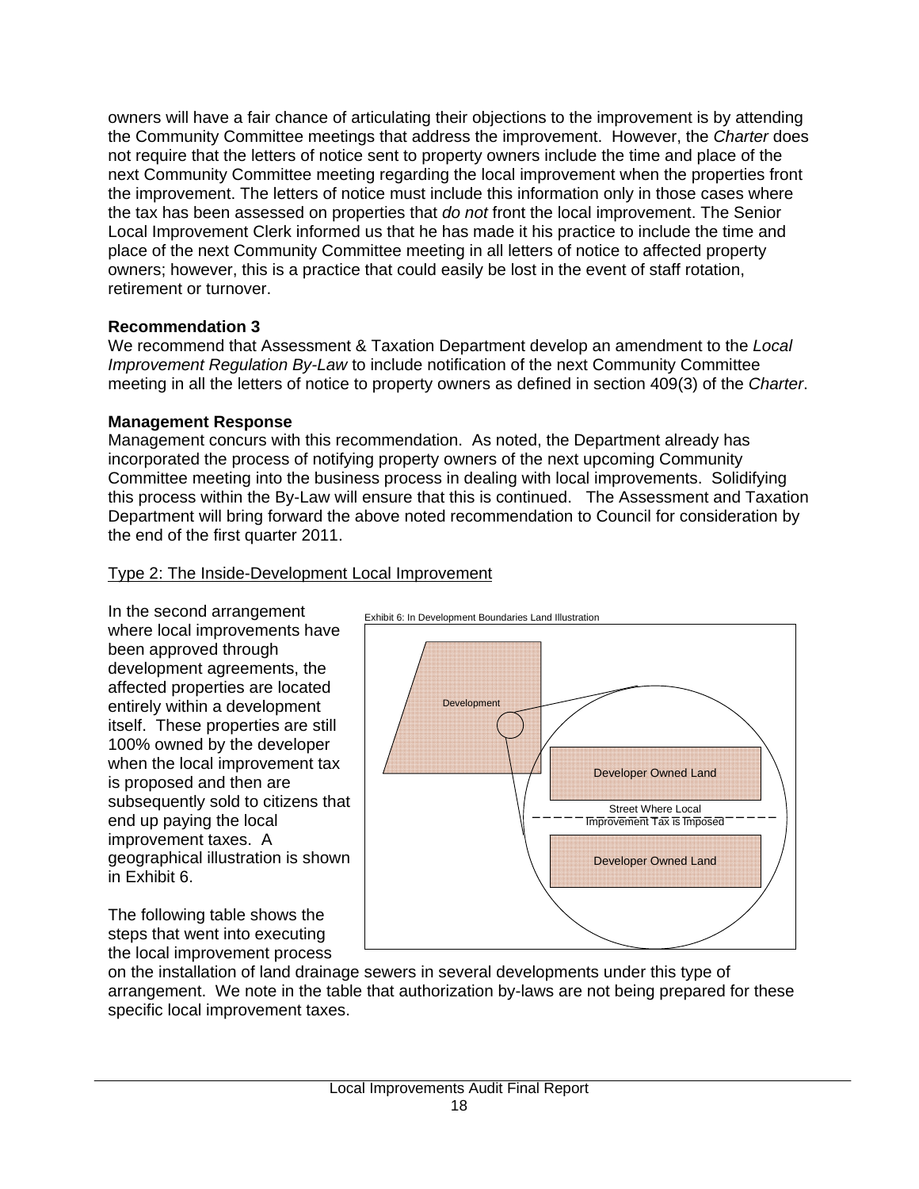owners will have a fair chance of articulating their objections to the improvement is by attending the Community Committee meetings that address the improvement. However, the *Charter* does not require that the letters of notice sent to property owners include the time and place of the next Community Committee meeting regarding the local improvement when the properties front the improvement. The letters of notice must include this information only in those cases where the tax has been assessed on properties that *do not* front the local improvement. The Senior Local Improvement Clerk informed us that he has made it his practice to include the time and place of the next Community Committee meeting in all letters of notice to affected property owners; however, this is a practice that could easily be lost in the event of staff rotation, retirement or turnover.

**Recommendation 3**

We recommend that Assessment & Taxation Department develop an amendment to the *Local Improvement Regulation By-Law* to include notification of the next Community Committee meeting in all the letters of notice to property owners as defined in section 409(3) of the *Charter*.

**Management Response**

Management concurs with this recommendation. As noted, the Department already has incorporated the process of notifying property owners of the next upcoming Community Committee meeting into the business process in dealing with local improvements. Solidifying this process within the By-Law will ensure that this is continued. The Assessment and Taxation Department will bring forward the above noted recommendation to Council for consideration by the end of the first quarter 2011.

<u>Type 2: The Inside-Development Local Improvement</u>

In the second arrangement where local improvements have been approved through development agreements, the affected properties are located entirely within a development itself. These properties are still 100% owned by the developer when the local improvement tax is proposed and then are subsequently sold to citizens that end up paying the local improvement taxes. A geographical illustration is shown in Exhibit 6.

Exhibit 6: In Development Boundaries Land Illustration

Development

Developer Owned Land

Street Where Local Improvement Tax is Imposed

Developer Owned Land

The following table shows the steps that went into executing the local improvement process on the installation of land drainage sewers in several developments under this type of arrangement. We note in the table that authorization by-laws are not being prepared for these specific local improvement taxes.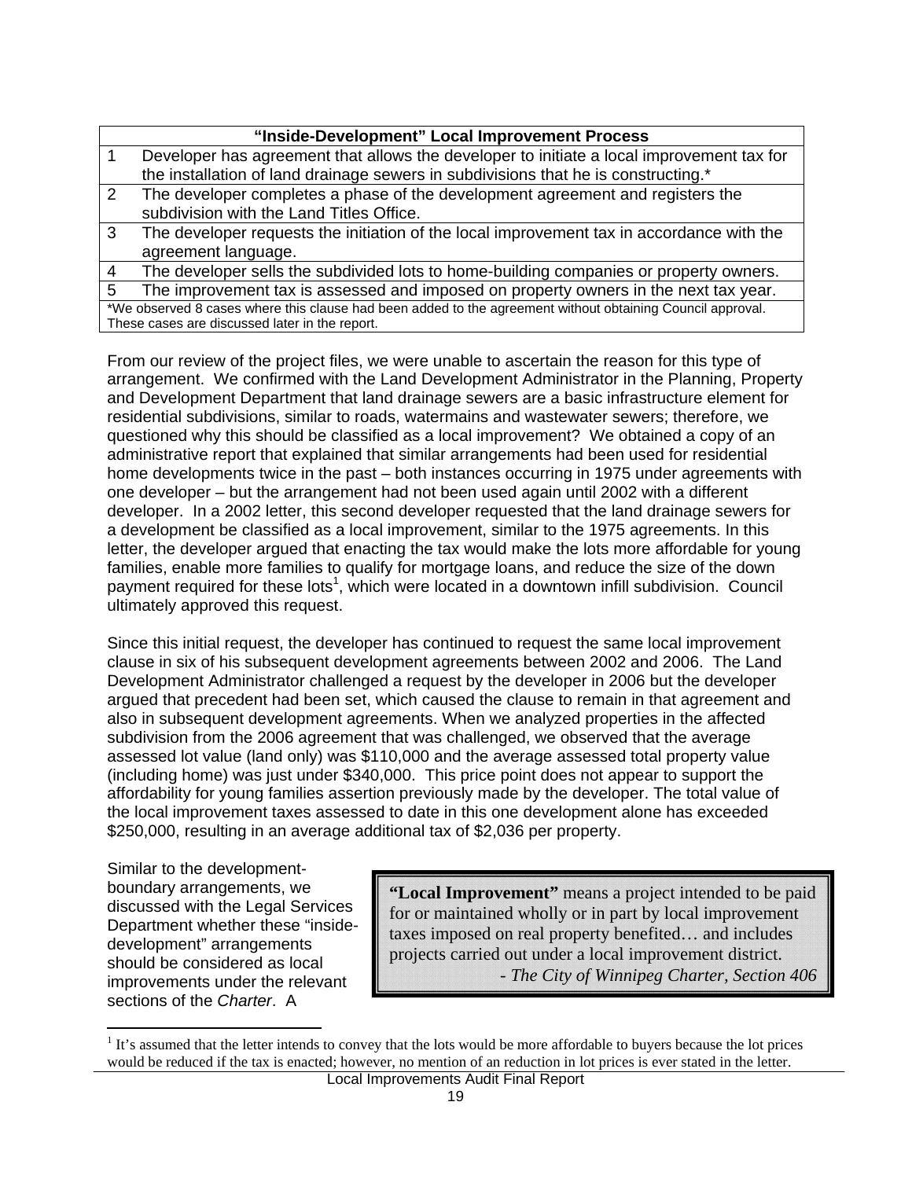| "Inside-Development" Local Improvement Process | |
|---|---|
| 1 | Developer has agreement that allows the developer to initiate a local improvement tax for the installation of land drainage sewers in subdivisions that he is constructing.* |
| 2 | The developer completes a phase of the development agreement and registers the subdivision with the Land Titles Office. |
| 3 | The developer requests the initiation of the local improvement tax in accordance with the agreement language. |
| 4 | The developer sells the subdivided lots to home-building companies or property owners. |
| 5 | The improvement tax is assessed and imposed on property owners in the next tax year. |
| *We observed 8 cases where this clause had been added to the agreement without obtaining Council approval. These cases are discussed later in the report. | |

From our review of the project files, we were unable to ascertain the reason for this type of arrangement. We confirmed with the Land Development Administrator in the Planning, Property and Development Department that land drainage sewers are a basic infrastructure element for residential subdivisions, similar to roads, watermains and wastewater sewers; therefore, we questioned why this should be classified as a local improvement? We obtained a copy of an administrative report that explained that similar arrangements had been used for residential home developments twice in the past – both instances occurring in 1975 under agreements with one developer – but the arrangement had not been used again until 2002 with a different developer. In a 2002 letter, this second developer requested that the land drainage sewers for a development be classified as a local improvement, similar to the 1975 agreements. In this letter, the developer argued that enacting the tax would make the lots more affordable for young families, enable more families to qualify for mortgage loans, and reduce the size of the down payment required for these lots[1], which were located in a downtown infill subdivision. Council ultimately approved this request.

Since this initial request, the developer has continued to request the same local improvement clause in six of his subsequent development agreements between 2002 and 2006. The Land Development Administrator challenged a request by the developer in 2006 but the developer argued that precedent had been set, which caused the clause to remain in that agreement and also in subsequent development agreements. When we analyzed properties in the affected subdivision from the 2006 agreement that was challenged, we observed that the average assessed lot value (land only) was $110,000 and the average assessed total property value (including home) was just under $340,000. This price point does not appear to support the affordability for young families assertion previously made by the developer. The total value of the local improvement taxes assessed to date in this one development alone has exceeded $250,000, resulting in an average additional tax of $2,036 per property.

> **"Local Improvement"** means a project intended to be paid for or maintained wholly or in part by local improvement taxes imposed on real property benefited… and includes projects carried out under a local improvement district.
>
> *- The City of Winnipeg Charter, Section 406*

Similar to the development-boundary arrangements, we discussed with the Legal Services Department whether these "inside-development" arrangements should be considered as local improvements under the relevant sections of the *Charter*. A

[1] It's assumed that the letter intends to convey that the lots would be more affordable to buyers because the lot prices would be reduced if the tax is enacted; however, no mention of an reduction in lot prices is ever stated in the letter.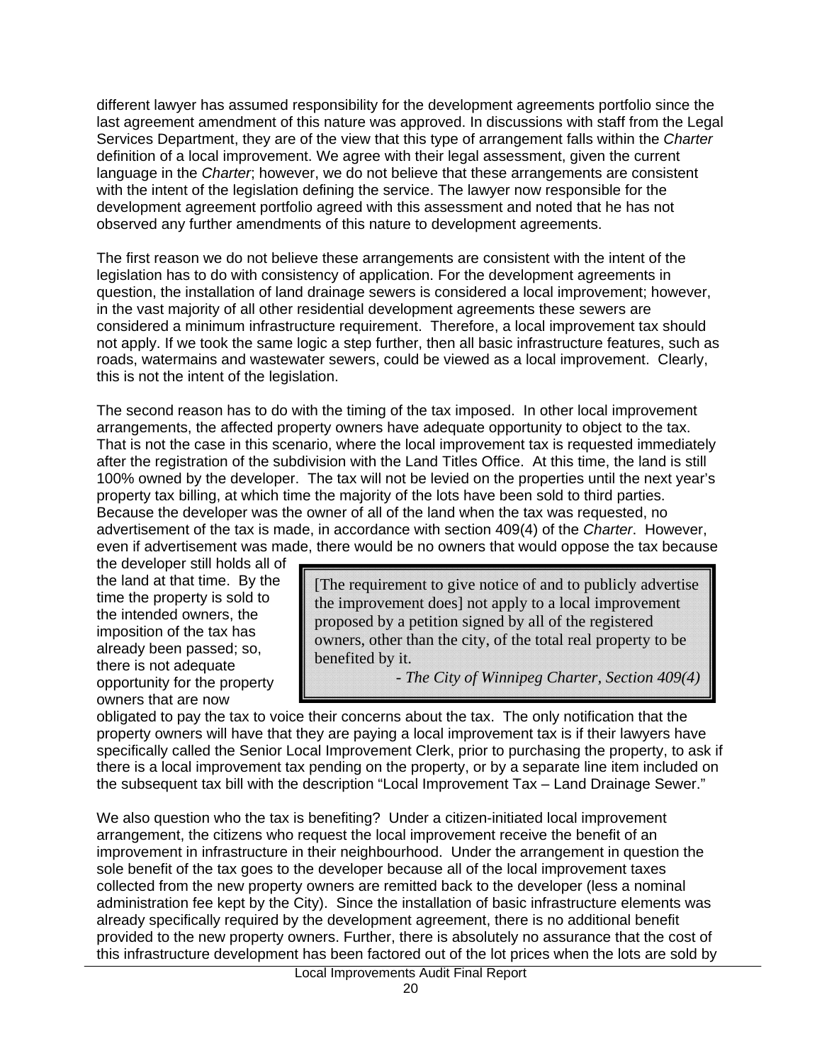different lawyer has assumed responsibility for the development agreements portfolio since the last agreement amendment of this nature was approved. In discussions with staff from the Legal Services Department, they are of the view that this type of arrangement falls within the *Charter* definition of a local improvement. We agree with their legal assessment, given the current language in the *Charter*; however, we do not believe that these arrangements are consistent with the intent of the legislation defining the service. The lawyer now responsible for the development agreement portfolio agreed with this assessment and noted that he has not observed any further amendments of this nature to development agreements.

The first reason we do not believe these arrangements are consistent with the intent of the legislation has to do with consistency of application. For the development agreements in question, the installation of land drainage sewers is considered a local improvement; however, in the vast majority of all other residential development agreements these sewers are considered a minimum infrastructure requirement. Therefore, a local improvement tax should not apply. If we took the same logic a step further, then all basic infrastructure features, such as roads, watermains and wastewater sewers, could be viewed as a local improvement. Clearly, this is not the intent of the legislation.

The second reason has to do with the timing of the tax imposed. In other local improvement arrangements, the affected property owners have adequate opportunity to object to the tax. That is not the case in this scenario, where the local improvement tax is requested immediately after the registration of the subdivision with the Land Titles Office. At this time, the land is still 100% owned by the developer. The tax will not be levied on the properties until the next year's property tax billing, at which time the majority of the lots have been sold to third parties. Because the developer was the owner of all of the land when the tax was requested, no advertisement of the tax is made, in accordance with section 409(4) of the *Charter*. However, even if advertisement was made, there would be no owners that would oppose the tax because the developer still holds all of the land at that time. By the time the property is sold to the intended owners, the imposition of the tax has already been passed; so, there is not adequate opportunity for the property owners that are now obligated to pay the tax to voice their concerns about the tax. The only notification that the property owners will have that they are paying a local improvement tax is if their lawyers have specifically called the Senior Local Improvement Clerk, prior to purchasing the property, to ask if there is a local improvement tax pending on the property, or by a separate line item included on the subsequent tax bill with the description "Local Improvement Tax – Land Drainage Sewer."

> [The requirement to give notice of and to publicly advertise the improvement does] not apply to a local improvement proposed by a petition signed by all of the registered owners, other than the city, of the total real property to be benefited by it.
>
> \- *The City of Winnipeg Charter, Section 409(4)*

We also question who the tax is benefiting? Under a citizen-initiated local improvement arrangement, the citizens who request the local improvement receive the benefit of an improvement in infrastructure in their neighbourhood. Under the arrangement in question the sole benefit of the tax goes to the developer because all of the local improvement taxes collected from the new property owners are remitted back to the developer (less a nominal administration fee kept by the City). Since the installation of basic infrastructure elements was already specifically required by the development agreement, there is no additional benefit provided to the new property owners. Further, there is absolutely no assurance that the cost of this infrastructure development has been factored out of the lot prices when the lots are sold by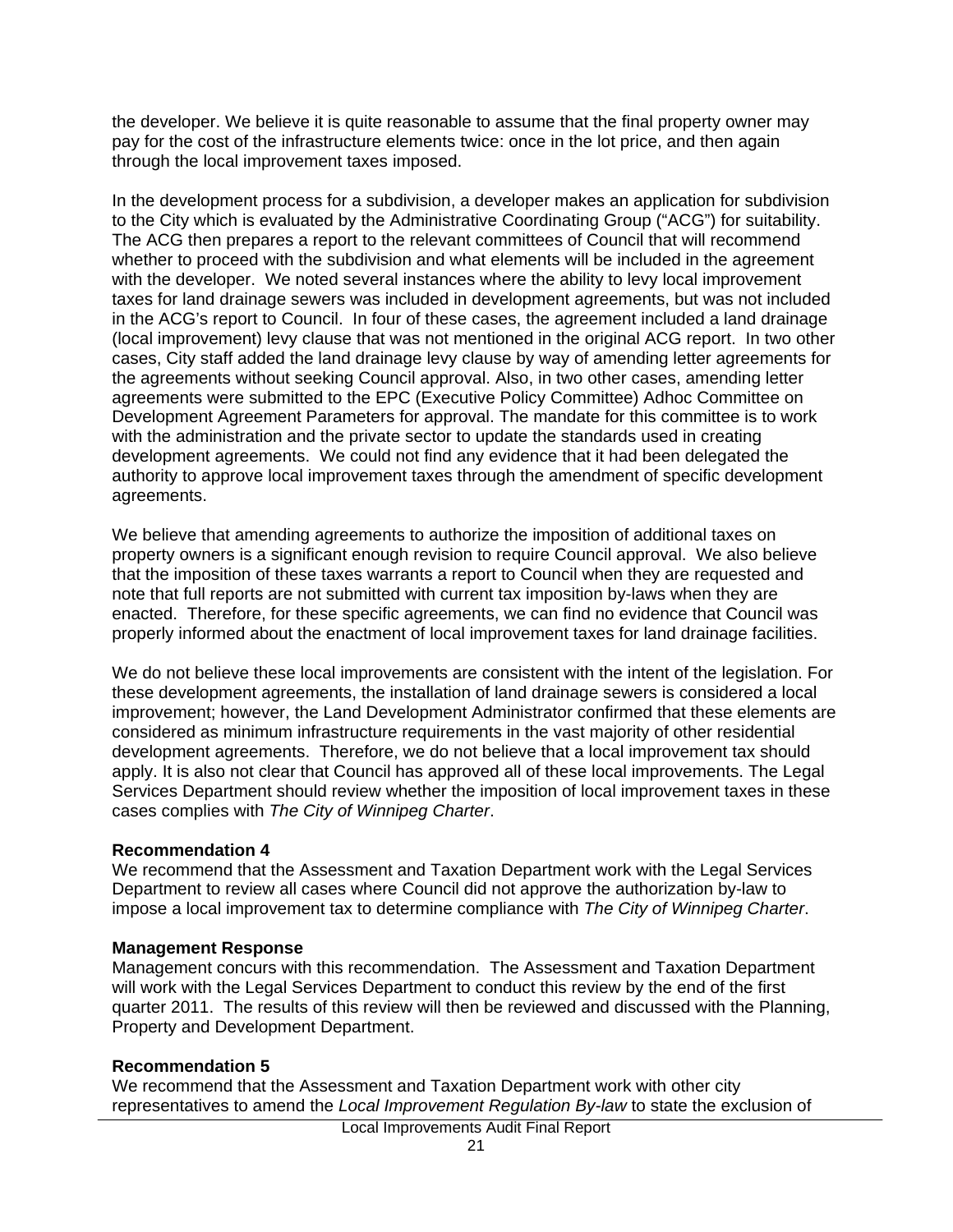the developer. We believe it is quite reasonable to assume that the final property owner may pay for the cost of the infrastructure elements twice: once in the lot price, and then again through the local improvement taxes imposed.

In the development process for a subdivision, a developer makes an application for subdivision to the City which is evaluated by the Administrative Coordinating Group ("ACG") for suitability. The ACG then prepares a report to the relevant committees of Council that will recommend whether to proceed with the subdivision and what elements will be included in the agreement with the developer. We noted several instances where the ability to levy local improvement taxes for land drainage sewers was included in development agreements, but was not included in the ACG's report to Council. In four of these cases, the agreement included a land drainage (local improvement) levy clause that was not mentioned in the original ACG report. In two other cases, City staff added the land drainage levy clause by way of amending letter agreements for the agreements without seeking Council approval. Also, in two other cases, amending letter agreements were submitted to the EPC (Executive Policy Committee) Adhoc Committee on Development Agreement Parameters for approval. The mandate for this committee is to work with the administration and the private sector to update the standards used in creating development agreements. We could not find any evidence that it had been delegated the authority to approve local improvement taxes through the amendment of specific development agreements.

We believe that amending agreements to authorize the imposition of additional taxes on property owners is a significant enough revision to require Council approval. We also believe that the imposition of these taxes warrants a report to Council when they are requested and note that full reports are not submitted with current tax imposition by-laws when they are enacted. Therefore, for these specific agreements, we can find no evidence that Council was properly informed about the enactment of local improvement taxes for land drainage facilities.

We do not believe these local improvements are consistent with the intent of the legislation. For these development agreements, the installation of land drainage sewers is considered a local improvement; however, the Land Development Administrator confirmed that these elements are considered as minimum infrastructure requirements in the vast majority of other residential development agreements. Therefore, we do not believe that a local improvement tax should apply. It is also not clear that Council has approved all of these local improvements. The Legal Services Department should review whether the imposition of local improvement taxes in these cases complies with *The City of Winnipeg Charter*.

**Recommendation 4**
We recommend that the Assessment and Taxation Department work with the Legal Services Department to review all cases where Council did not approve the authorization by-law to impose a local improvement tax to determine compliance with *The City of Winnipeg Charter*.

**Management Response**
Management concurs with this recommendation. The Assessment and Taxation Department will work with the Legal Services Department to conduct this review by the end of the first quarter 2011. The results of this review will then be reviewed and discussed with the Planning, Property and Development Department.

**Recommendation 5**
We recommend that the Assessment and Taxation Department work with other city representatives to amend the *Local Improvement Regulation By-law* to state the exclusion of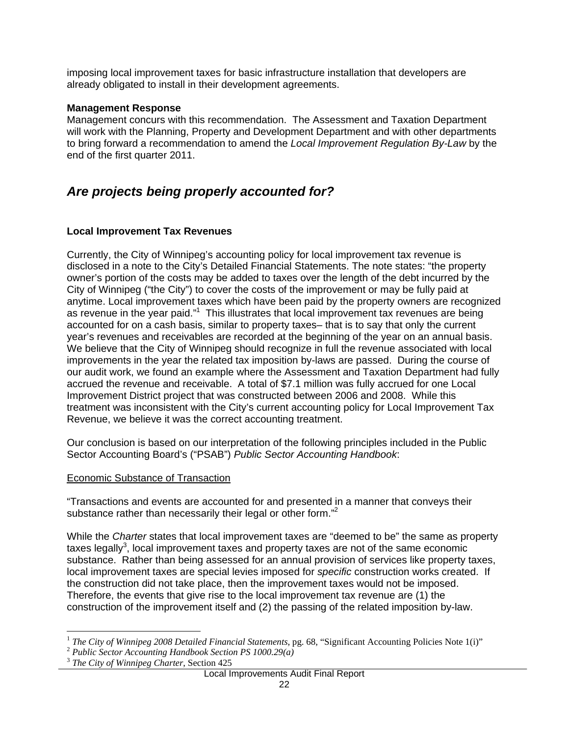imposing local improvement taxes for basic infrastructure installation that developers are already obligated to install in their development agreements.

**Management Response**

Management concurs with this recommendation. The Assessment and Taxation Department will work with the Planning, Property and Development Department and with other departments to bring forward a recommendation to amend the *Local Improvement Regulation By-Law* by the end of the first quarter 2011.

## *Are projects being properly accounted for?*

**Local Improvement Tax Revenues**

Currently, the City of Winnipeg's accounting policy for local improvement tax revenue is disclosed in a note to the City's Detailed Financial Statements. The note states: "the property owner's portion of the costs may be added to taxes over the length of the debt incurred by the City of Winnipeg ("the City") to cover the costs of the improvement or may be fully paid at anytime. Local improvement taxes which have been paid by the property owners are recognized as revenue in the year paid."[1] This illustrates that local improvement tax revenues are being accounted for on a cash basis, similar to property taxes– that is to say that only the current year's revenues and receivables are recorded at the beginning of the year on an annual basis. We believe that the City of Winnipeg should recognize in full the revenue associated with local improvements in the year the related tax imposition by-laws are passed. During the course of our audit work, we found an example where the Assessment and Taxation Department had fully accrued the revenue and receivable. A total of $7.1 million was fully accrued for one Local Improvement District project that was constructed between 2006 and 2008. While this treatment was inconsistent with the City's current accounting policy for Local Improvement Tax Revenue, we believe it was the correct accounting treatment.

Our conclusion is based on our interpretation of the following principles included in the Public Sector Accounting Board's ("PSAB") *Public Sector Accounting Handbook*:

<u>Economic Substance of Transaction</u>

"Transactions and events are accounted for and presented in a manner that conveys their substance rather than necessarily their legal or other form."[2]

While the *Charter* states that local improvement taxes are "deemed to be" the same as property taxes legally[3], local improvement taxes and property taxes are not of the same economic substance. Rather than being assessed for an annual provision of services like property taxes, local improvement taxes are special levies imposed for *specific* construction works created. If the construction did not take place, then the improvement taxes would not be imposed. Therefore, the events that give rise to the local improvement tax revenue are (1) the construction of the improvement itself and (2) the passing of the related imposition by-law.

---

[1] *The City of Winnipeg 2008 Detailed Financial Statements*, pg. 68, "Significant Accounting Policies Note 1(i)"

[2] *Public Sector Accounting Handbook Section PS 1000.29(a)*

[3] *The City of Winnipeg Charter*, Section 425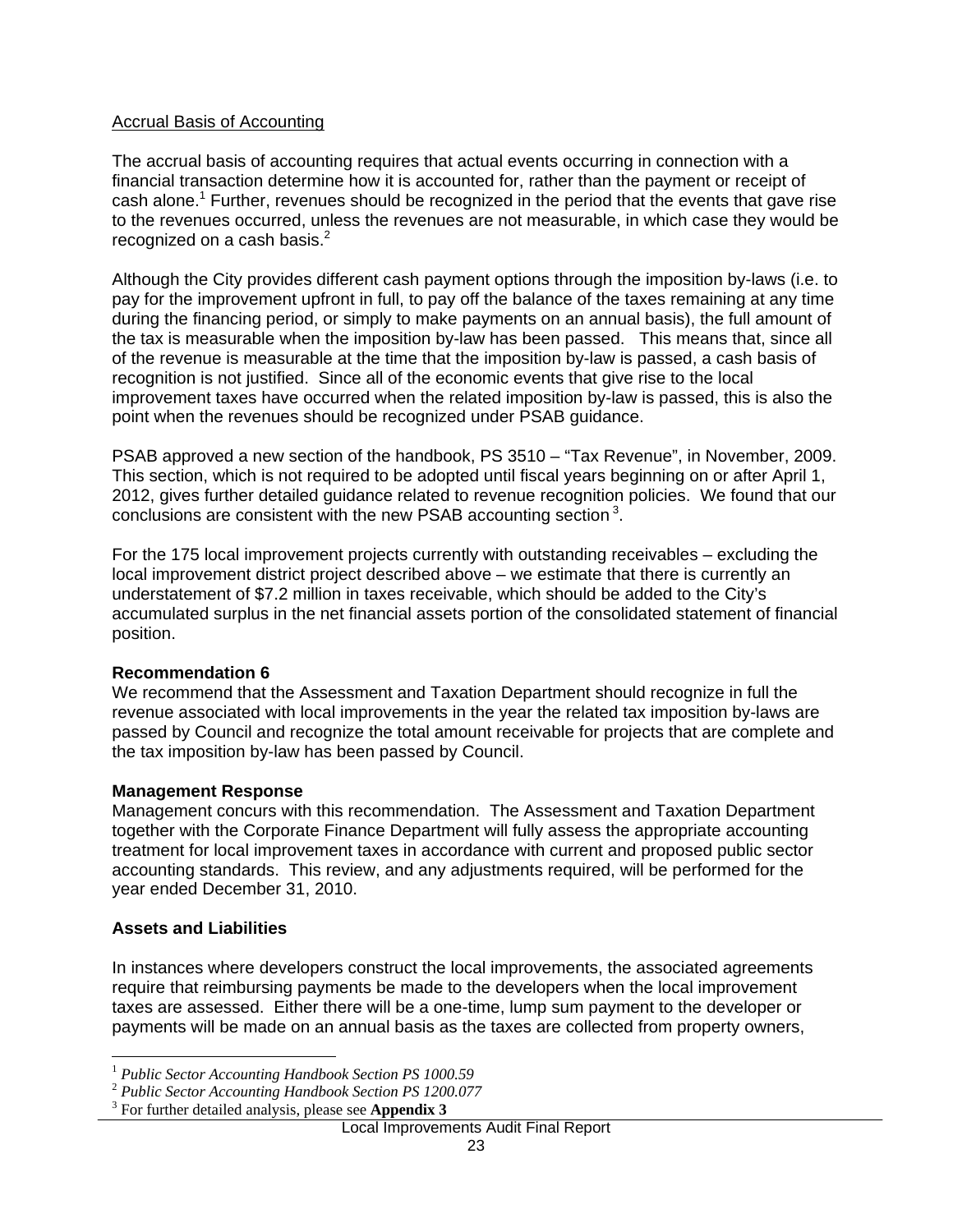Accrual Basis of Accounting

The accrual basis of accounting requires that actual events occurring in connection with a financial transaction determine how it is accounted for, rather than the payment or receipt of cash alone.[1] Further, revenues should be recognized in the period that the events that gave rise to the revenues occurred, unless the revenues are not measurable, in which case they would be recognized on a cash basis.[2]

Although the City provides different cash payment options through the imposition by-laws (i.e. to pay for the improvement upfront in full, to pay off the balance of the taxes remaining at any time during the financing period, or simply to make payments on an annual basis), the full amount of the tax is measurable when the imposition by-law has been passed. This means that, since all of the revenue is measurable at the time that the imposition by-law is passed, a cash basis of recognition is not justified. Since all of the economic events that give rise to the local improvement taxes have occurred when the related imposition by-law is passed, this is also the point when the revenues should be recognized under PSAB guidance.

PSAB approved a new section of the handbook, PS 3510 – "Tax Revenue", in November, 2009. This section, which is not required to be adopted until fiscal years beginning on or after April 1, 2012, gives further detailed guidance related to revenue recognition policies. We found that our conclusions are consistent with the new PSAB accounting section[3].

For the 175 local improvement projects currently with outstanding receivables – excluding the local improvement district project described above – we estimate that there is currently an understatement of $7.2 million in taxes receivable, which should be added to the City's accumulated surplus in the net financial assets portion of the consolidated statement of financial position.

**Recommendation 6**
We recommend that the Assessment and Taxation Department should recognize in full the revenue associated with local improvements in the year the related tax imposition by-laws are passed by Council and recognize the total amount receivable for projects that are complete and the tax imposition by-law has been passed by Council.

**Management Response**
Management concurs with this recommendation. The Assessment and Taxation Department together with the Corporate Finance Department will fully assess the appropriate accounting treatment for local improvement taxes in accordance with current and proposed public sector accounting standards. This review, and any adjustments required, will be performed for the year ended December 31, 2010.

**Assets and Liabilities**

In instances where developers construct the local improvements, the associated agreements require that reimbursing payments be made to the developers when the local improvement taxes are assessed. Either there will be a one-time, lump sum payment to the developer or payments will be made on an annual basis as the taxes are collected from property owners,

[1] *Public Sector Accounting Handbook Section PS 1000.59*
[2] *Public Sector Accounting Handbook Section PS 1200.077*
[3] For further detailed analysis, please see **Appendix 3**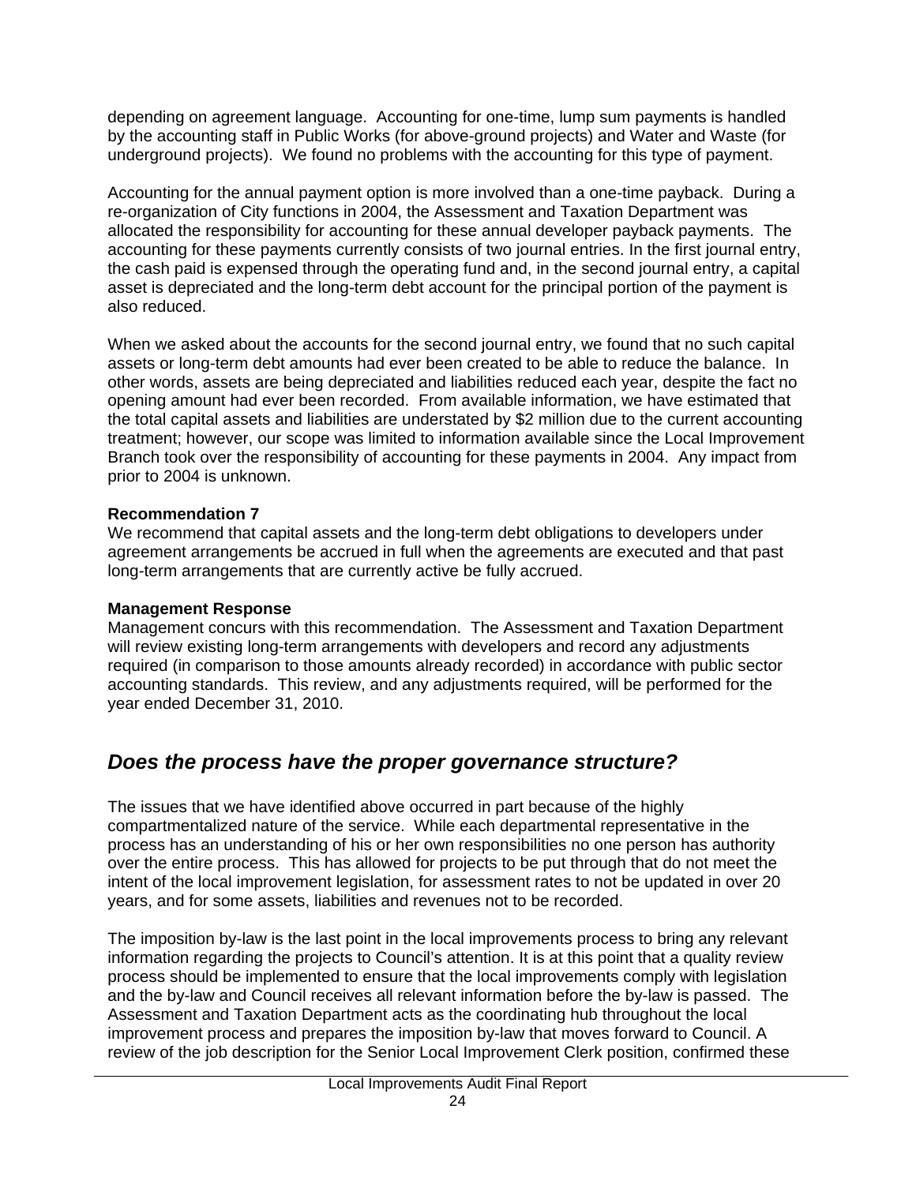depending on agreement language. Accounting for one-time, lump sum payments is handled by the accounting staff in Public Works (for above-ground projects) and Water and Waste (for underground projects). We found no problems with the accounting for this type of payment.

Accounting for the annual payment option is more involved than a one-time payback. During a re-organization of City functions in 2004, the Assessment and Taxation Department was allocated the responsibility for accounting for these annual developer payback payments. The accounting for these payments currently consists of two journal entries. In the first journal entry, the cash paid is expensed through the operating fund and, in the second journal entry, a capital asset is depreciated and the long-term debt account for the principal portion of the payment is also reduced.

When we asked about the accounts for the second journal entry, we found that no such capital assets or long-term debt amounts had ever been created to be able to reduce the balance. In other words, assets are being depreciated and liabilities reduced each year, despite the fact no opening amount had ever been recorded. From available information, we have estimated that the total capital assets and liabilities are understated by $2 million due to the current accounting treatment; however, our scope was limited to information available since the Local Improvement Branch took over the responsibility of accounting for these payments in 2004. Any impact from prior to 2004 is unknown.

**Recommendation 7**
We recommend that capital assets and the long-term debt obligations to developers under agreement arrangements be accrued in full when the agreements are executed and that past long-term arrangements that are currently active be fully accrued.

**Management Response**
Management concurs with this recommendation. The Assessment and Taxation Department will review existing long-term arrangements with developers and record any adjustments required (in comparison to those amounts already recorded) in accordance with public sector accounting standards. This review, and any adjustments required, will be performed for the year ended December 31, 2010.

## *Does the process have the proper governance structure?*

The issues that we have identified above occurred in part because of the highly compartmentalized nature of the service. While each departmental representative in the process has an understanding of his or her own responsibilities no one person has authority over the entire process. This has allowed for projects to be put through that do not meet the intent of the local improvement legislation, for assessment rates to not be updated in over 20 years, and for some assets, liabilities and revenues not to be recorded.

The imposition by-law is the last point in the local improvements process to bring any relevant information regarding the projects to Council's attention. It is at this point that a quality review process should be implemented to ensure that the local improvements comply with legislation and the by-law and Council receives all relevant information before the by-law is passed. The Assessment and Taxation Department acts as the coordinating hub throughout the local improvement process and prepares the imposition by-law that moves forward to Council. A review of the job description for the Senior Local Improvement Clerk position, confirmed these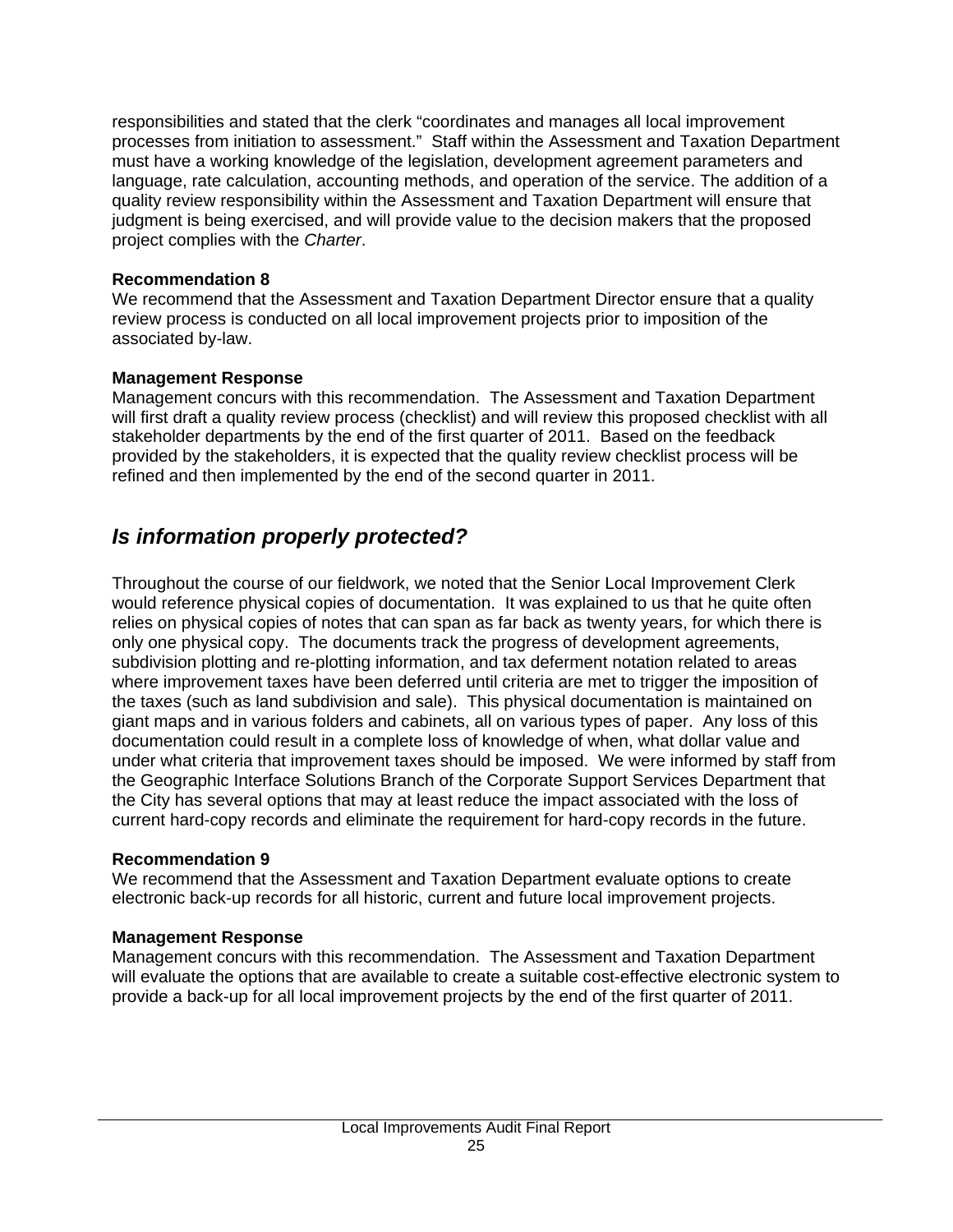responsibilities and stated that the clerk "coordinates and manages all local improvement processes from initiation to assessment." Staff within the Assessment and Taxation Department must have a working knowledge of the legislation, development agreement parameters and language, rate calculation, accounting methods, and operation of the service. The addition of a quality review responsibility within the Assessment and Taxation Department will ensure that judgment is being exercised, and will provide value to the decision makers that the proposed project complies with the *Charter*.

**Recommendation 8**

We recommend that the Assessment and Taxation Department Director ensure that a quality review process is conducted on all local improvement projects prior to imposition of the associated by-law.

**Management Response**

Management concurs with this recommendation. The Assessment and Taxation Department will first draft a quality review process (checklist) and will review this proposed checklist with all stakeholder departments by the end of the first quarter of 2011. Based on the feedback provided by the stakeholders, it is expected that the quality review checklist process will be refined and then implemented by the end of the second quarter in 2011.

## *Is information properly protected?*

Throughout the course of our fieldwork, we noted that the Senior Local Improvement Clerk would reference physical copies of documentation. It was explained to us that he quite often relies on physical copies of notes that can span as far back as twenty years, for which there is only one physical copy. The documents track the progress of development agreements, subdivision plotting and re-plotting information, and tax deferment notation related to areas where improvement taxes have been deferred until criteria are met to trigger the imposition of the taxes (such as land subdivision and sale). This physical documentation is maintained on giant maps and in various folders and cabinets, all on various types of paper. Any loss of this documentation could result in a complete loss of knowledge of when, what dollar value and under what criteria that improvement taxes should be imposed. We were informed by staff from the Geographic Interface Solutions Branch of the Corporate Support Services Department that the City has several options that may at least reduce the impact associated with the loss of current hard-copy records and eliminate the requirement for hard-copy records in the future.

**Recommendation 9**

We recommend that the Assessment and Taxation Department evaluate options to create electronic back-up records for all historic, current and future local improvement projects.

**Management Response**

Management concurs with this recommendation. The Assessment and Taxation Department will evaluate the options that are available to create a suitable cost-effective electronic system to provide a back-up for all local improvement projects by the end of the first quarter of 2011.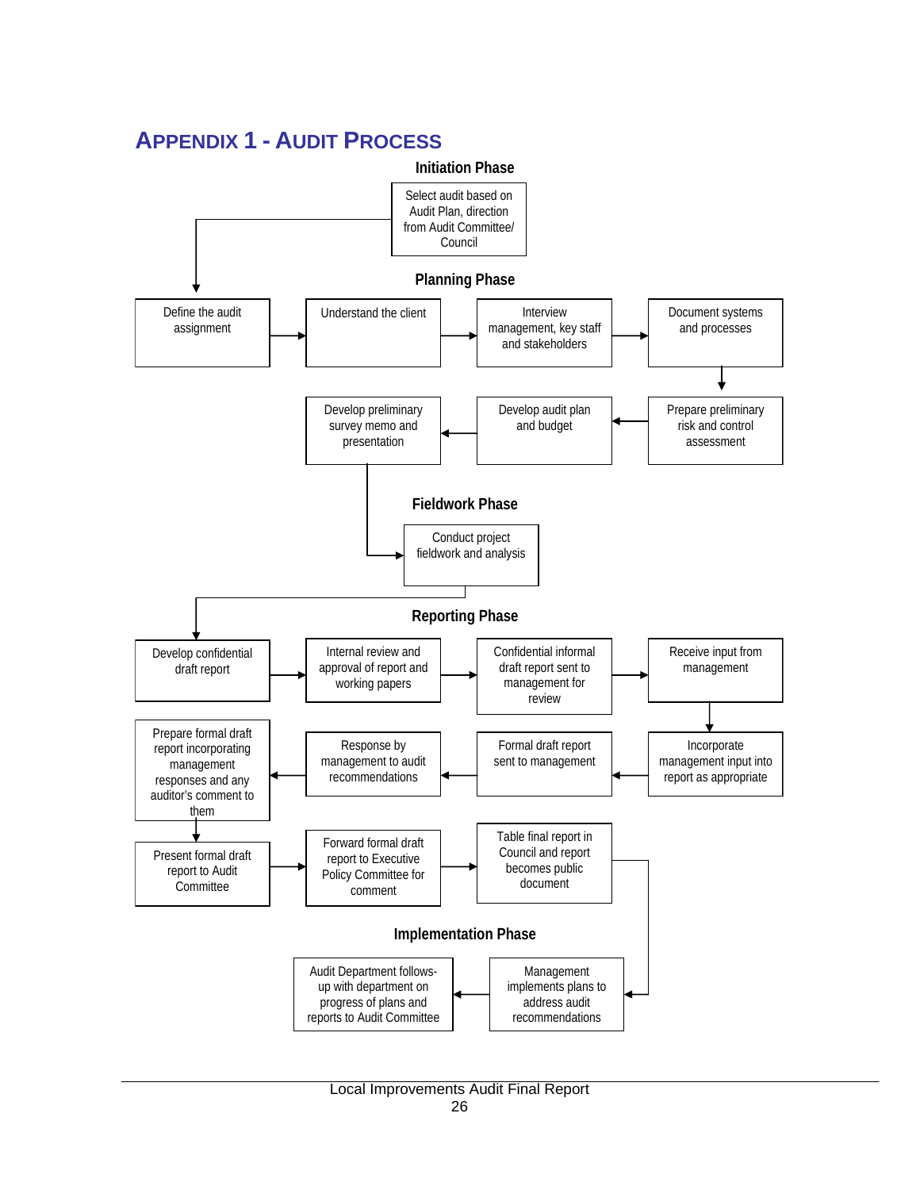# APPENDIX 1 - AUDIT PROCESS

### Initiation Phase

- Select audit based on Audit Plan, direction from Audit Committee/ Council

### Planning Phase

- Define the audit assignment
- Understand the client
- Interview management, key staff and stakeholders
- Document systems and processes
- Prepare preliminary risk and control assessment
- Develop audit plan and budget
- Develop preliminary survey memo and presentation

### Fieldwork Phase

- Conduct project fieldwork and analysis

### Reporting Phase

- Develop confidential draft report
- Internal review and approval of report and working papers
- Confidential informal draft report sent to management for review
- Receive input from management
- Incorporate management input into report as appropriate
- Formal draft report sent to management
- Response by management to audit recommendations
- Prepare formal draft report incorporating management responses and any auditor's comment to them
- Present formal draft report to Audit Committee
- Forward formal draft report to Executive Policy Committee for comment
- Table final report in Council and report becomes public document

### Implementation Phase

- Management implements plans to address audit recommendations
- Audit Department follows-up with department on progress of plans and reports to Audit Committee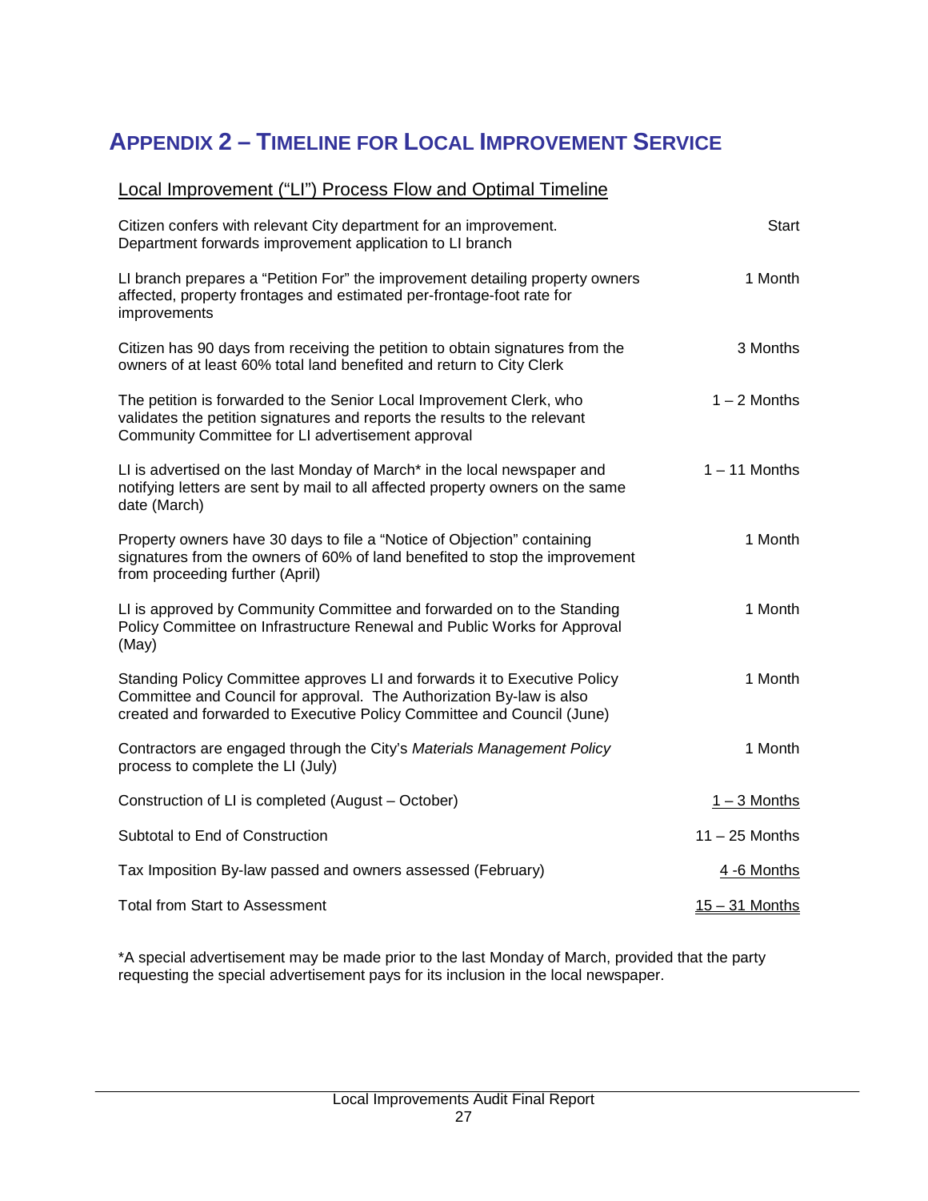# Appendix 2 – Timeline for Local Improvement Service

## Local Improvement ("LI") Process Flow and Optimal Timeline

| | |
|---|---|
| Citizen confers with relevant City department for an improvement. Department forwards improvement application to LI branch | Start |
| LI branch prepares a "Petition For" the improvement detailing property owners affected, property frontages and estimated per-frontage-foot rate for improvements | 1 Month |
| Citizen has 90 days from receiving the petition to obtain signatures from the owners of at least 60% total land benefited and return to City Clerk | 3 Months |
| The petition is forwarded to the Senior Local Improvement Clerk, who validates the petition signatures and reports the results to the relevant Community Committee for LI advertisement approval | 1 – 2 Months |
| LI is advertised on the last Monday of March* in the local newspaper and notifying letters are sent by mail to all affected property owners on the same date (March) | 1 – 11 Months |
| Property owners have 30 days to file a "Notice of Objection" containing signatures from the owners of 60% of land benefited to stop the improvement from proceeding further (April) | 1 Month |
| LI is approved by Community Committee and forwarded on to the Standing Policy Committee on Infrastructure Renewal and Public Works for Approval (May) | 1 Month |
| Standing Policy Committee approves LI and forwards it to Executive Policy Committee and Council for approval. The Authorization By-law is also created and forwarded to Executive Policy Committee and Council (June) | 1 Month |
| Contractors are engaged through the City's *Materials Management Policy* process to complete the LI (July) | 1 Month |
| Construction of LI is completed (August – October) | 1 – 3 Months |
| Subtotal to End of Construction | 11 – 25 Months |
| Tax Imposition By-law passed and owners assessed (February) | 4 -6 Months |
| Total from Start to Assessment | 15 – 31 Months |

*A special advertisement may be made prior to the last Monday of March, provided that the party requesting the special advertisement pays for its inclusion in the local newspaper.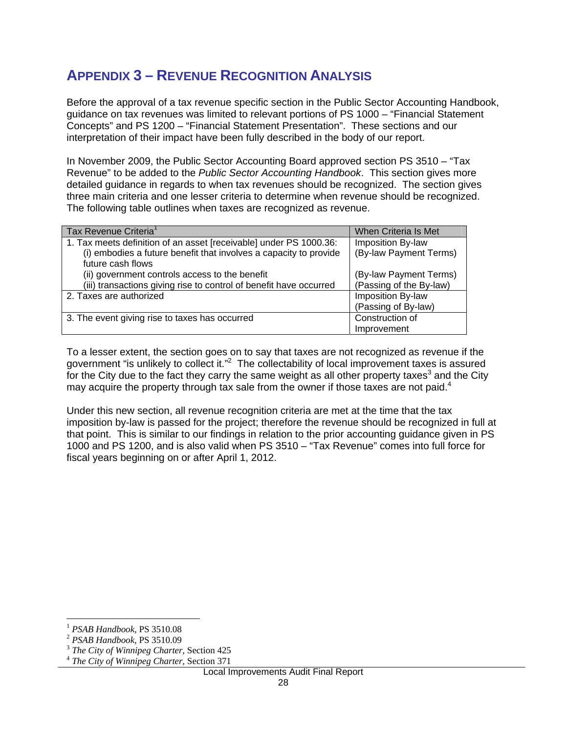# APPENDIX 3 – REVENUE RECOGNITION ANALYSIS

Before the approval of a tax revenue specific section in the Public Sector Accounting Handbook, guidance on tax revenues was limited to relevant portions of PS 1000 – "Financial Statement Concepts" and PS 1200 – "Financial Statement Presentation". These sections and our interpretation of their impact have been fully described in the body of our report.

In November 2009, the Public Sector Accounting Board approved section PS 3510 – "Tax Revenue" to be added to the *Public Sector Accounting Handbook*. This section gives more detailed guidance in regards to when tax revenues should be recognized. The section gives three main criteria and one lesser criteria to determine when revenue should be recognized. The following table outlines when taxes are recognized as revenue.

| Tax Revenue Criteria[1] | When Criteria Is Met |
|---|---|
| 1. Tax meets definition of an asset [receivable] under PS 1000.36: | Imposition By-law |
| (i) embodies a future benefit that involves a capacity to provide future cash flows | (By-law Payment Terms) |
| (ii) government controls access to the benefit | (By-law Payment Terms) |
| (iii) transactions giving rise to control of benefit have occurred | (Passing of the By-law) |
| 2. Taxes are authorized | Imposition By-law (Passing of By-law) |
| 3. The event giving rise to taxes has occurred | Construction of Improvement |

To a lesser extent, the section goes on to say that taxes are not recognized as revenue if the government "is unlikely to collect it."[2] The collectability of local improvement taxes is assured for the City due to the fact they carry the same weight as all other property taxes[3] and the City may acquire the property through tax sale from the owner if those taxes are not paid.[4]

Under this new section, all revenue recognition criteria are met at the time that the tax imposition by-law is passed for the project; therefore the revenue should be recognized in full at that point. This is similar to our findings in relation to the prior accounting guidance given in PS 1000 and PS 1200, and is also valid when PS 3510 – "Tax Revenue" comes into full force for fiscal years beginning on or after April 1, 2012.

---

[1] *PSAB Handbook,* PS 3510.08

[2] *PSAB Handbook,* PS 3510.09

[3] *The City of Winnipeg Charter*, Section 425

[4] *The City of Winnipeg Charter*, Section 371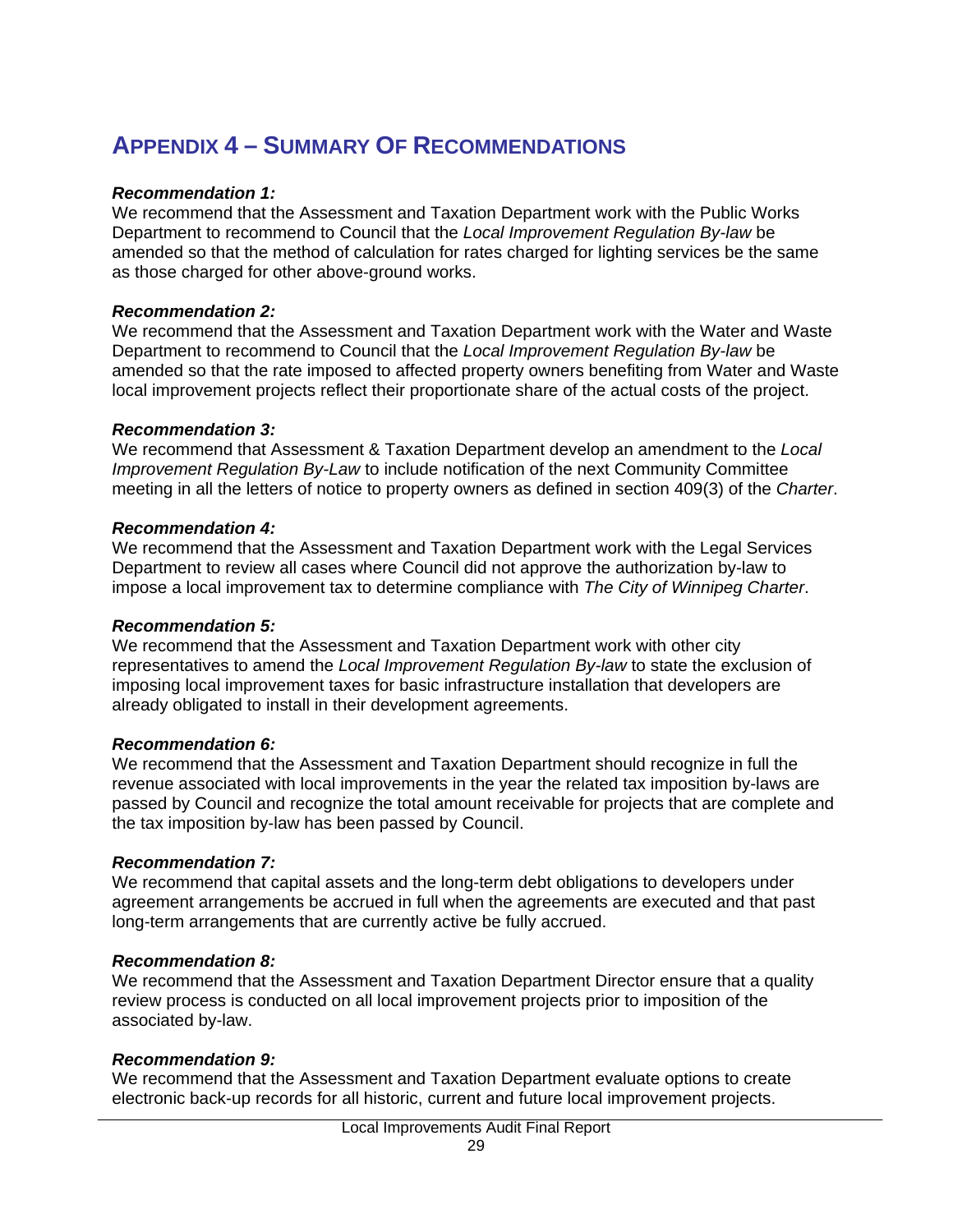# Appendix 4 – Summary Of Recommendations

***Recommendation 1:***
We recommend that the Assessment and Taxation Department work with the Public Works Department to recommend to Council that the *Local Improvement Regulation By-law* be amended so that the method of calculation for rates charged for lighting services be the same as those charged for other above-ground works.

***Recommendation 2:***
We recommend that the Assessment and Taxation Department work with the Water and Waste Department to recommend to Council that the *Local Improvement Regulation By-law* be amended so that the rate imposed to affected property owners benefiting from Water and Waste local improvement projects reflect their proportionate share of the actual costs of the project.

***Recommendation 3:***
We recommend that Assessment & Taxation Department develop an amendment to the *Local Improvement Regulation By-Law* to include notification of the next Community Committee meeting in all the letters of notice to property owners as defined in section 409(3) of the *Charter*.

***Recommendation 4:***
We recommend that the Assessment and Taxation Department work with the Legal Services Department to review all cases where Council did not approve the authorization by-law to impose a local improvement tax to determine compliance with *The City of Winnipeg Charter*.

***Recommendation 5:***
We recommend that the Assessment and Taxation Department work with other city representatives to amend the *Local Improvement Regulation By-law* to state the exclusion of imposing local improvement taxes for basic infrastructure installation that developers are already obligated to install in their development agreements.

***Recommendation 6:***
We recommend that the Assessment and Taxation Department should recognize in full the revenue associated with local improvements in the year the related tax imposition by-laws are passed by Council and recognize the total amount receivable for projects that are complete and the tax imposition by-law has been passed by Council.

***Recommendation 7:***
We recommend that capital assets and the long-term debt obligations to developers under agreement arrangements be accrued in full when the agreements are executed and that past long-term arrangements that are currently active be fully accrued.

***Recommendation 8:***
We recommend that the Assessment and Taxation Department Director ensure that a quality review process is conducted on all local improvement projects prior to imposition of the associated by-law.

***Recommendation 9:***
We recommend that the Assessment and Taxation Department evaluate options to create electronic back-up records for all historic, current and future local improvement projects.